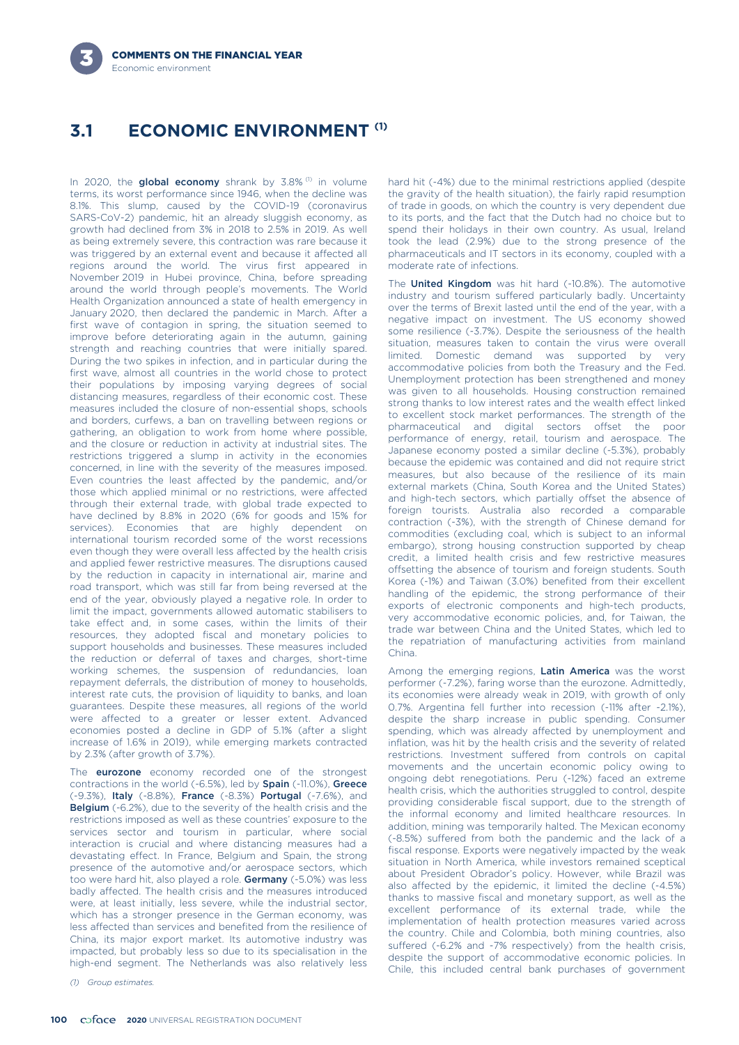## 3.1 ECONOMIC ENVIRONMENT [(1)]

In 2020, the **global economy** shrank by 3.8% [(1)] in volume terms, its worst performance since 1946, when the decline was 8.1%. This slump, caused by the COVID-19 (coronavirus SARS-CoV-2) pandemic, hit an already sluggish economy, as growth had declined from 3% in 2018 to 2.5% in 2019. As well as being extremely severe, this contraction was rare because it was triggered by an external event and because it affected all regions around the world. The virus first appeared in November 2019 in Hubei province, China, before spreading around the world through people's movements. The World Health Organization announced a state of health emergency in January 2020, then declared the pandemic in March. After a first wave of contagion in spring, the situation seemed to improve before deteriorating again in the autumn, gaining strength and reaching countries that were initially spared. During the two spikes in infection, and in particular during the first wave, almost all countries in the world chose to protect their populations by imposing varying degrees of social distancing measures, regardless of their economic cost. These measures included the closure of non-essential shops, schools and borders, curfews, a ban on travelling between regions or gathering, an obligation to work from home where possible, and the closure or reduction in activity at industrial sites. The restrictions triggered a slump in activity in the economies concerned, in line with the severity of the measures imposed. Even countries the least affected by the pandemic, and/or those which applied minimal or no restrictions, were affected through their external trade, with global trade expected to have declined by 8.8% in 2020 (6% for goods and 15% for services). Economies that are highly dependent on international tourism recorded some of the worst recessions even though they were overall less affected by the health crisis and applied fewer restrictive measures. The disruptions caused by the reduction in capacity in international air, marine and road transport, which was still far from being reversed at the end of the year, obviously played a negative role. In order to limit the impact, governments allowed automatic stabilisers to take effect and, in some cases, within the limits of their resources, they adopted fiscal and monetary policies to support households and businesses. These measures included the reduction or deferral of taxes and charges, short-time working schemes, the suspension of redundancies, loan repayment deferrals, the distribution of money to households, interest rate cuts, the provision of liquidity to banks, and loan guarantees. Despite these measures, all regions of the world were affected to a greater or lesser extent. Advanced economies posted a decline in GDP of 5.1% (after a slight increase of 1.6% in 2019), while emerging markets contracted by 2.3% (after growth of 3.7%).

The **eurozone** economy recorded one of the strongest contractions in the world (-6.5%), led by **Spain** (-11.0%), **Greece** (-9.3%), **Italy** (-8.8%), **France** (-8.3%) **Portugal** (-7.6%), and **Belgium** (-6.2%), due to the severity of the health crisis and the restrictions imposed as well as these countries' exposure to the services sector and tourism in particular, where social interaction is crucial and where distancing measures had a devastating effect. In France, Belgium and Spain, the strong presence of the automotive and/or aerospace sectors, which too were hard hit, also played a role. **Germany** (-5.0%) was less badly affected. The health crisis and the measures introduced were, at least initially, less severe, while the industrial sector, which has a stronger presence in the German economy, was less affected than services and benefited from the resilience of China, its major export market. Its automotive industry was impacted, but probably less so due to its specialisation in the high-end segment. The Netherlands was also relatively less hard hit (-4%) due to the minimal restrictions applied (despite the gravity of the health situation), the fairly rapid resumption of trade in goods, on which the country is very dependent due to its ports, and the fact that the Dutch had no choice but to spend their holidays in their own country. As usual, Ireland took the lead (2.9%) due to the strong presence of the pharmaceuticals and IT sectors in its economy, coupled with a moderate rate of infections.

The **United Kingdom** was hit hard (-10.8%). The automotive industry and tourism suffered particularly badly. Uncertainty over the terms of Brexit lasted until the end of the year, with a negative impact on investment. The US economy showed some resilience (-3.7%). Despite the seriousness of the health situation, measures taken to contain the virus were overall limited. Domestic demand was supported by very accommodative policies from both the Treasury and the Fed. Unemployment protection has been strengthened and money was given to all households. Housing construction remained strong thanks to low interest rates and the wealth effect linked to excellent stock market performances. The strength of the pharmaceutical and digital sectors offset the poor performance of energy, retail, tourism and aerospace. The Japanese economy posted a similar decline (-5.3%), probably because the epidemic was contained and did not require strict measures, but also because of the resilience of its main external markets (China, South Korea and the United States) and high-tech sectors, which partially offset the absence of foreign tourists. Australia also recorded a comparable contraction (-3%), with the strength of Chinese demand for commodities (excluding coal, which is subject to an informal embargo), strong housing construction supported by cheap credit, a limited health crisis and few restrictive measures offsetting the absence of tourism and foreign students. South Korea (-1%) and Taiwan (3.0%) benefited from their excellent handling of the epidemic, the strong performance of their exports of electronic components and high-tech products, very accommodative economic policies, and, for Taiwan, the trade war between China and the United States, which led to the repatriation of manufacturing activities from mainland China.

Among the emerging regions, **Latin America** was the worst performer (-7.2%), faring worse than the eurozone. Admittedly, its economies were already weak in 2019, with growth of only 0.7%. Argentina fell further into recession (-11% after -2.1%), despite the sharp increase in public spending. Consumer spending, which was already affected by unemployment and inflation, was hit by the health crisis and the severity of related restrictions. Investment suffered from controls on capital movements and the uncertain economic policy owing to ongoing debt renegotiations. Peru (-12%) faced an extreme health crisis, which the authorities struggled to control, despite providing considerable fiscal support, due to the strength of the informal economy and limited healthcare resources. In addition, mining was temporarily halted. The Mexican economy (-8.5%) suffered from both the pandemic and the lack of a fiscal response. Exports were negatively impacted by the weak situation in North America, while investors remained sceptical about President Obrador's policy. However, while Brazil was also affected by the epidemic, it limited the decline (-4.5%) thanks to massive fiscal and monetary support, as well as the excellent performance of its external trade, while the implementation of health protection measures varied across the country. Chile and Colombia, both mining countries, also suffered (-6.2% and -7% respectively) from the health crisis, despite the support of accommodative economic policies. In Chile, this included central bank purchases of government

(1) Group estimates.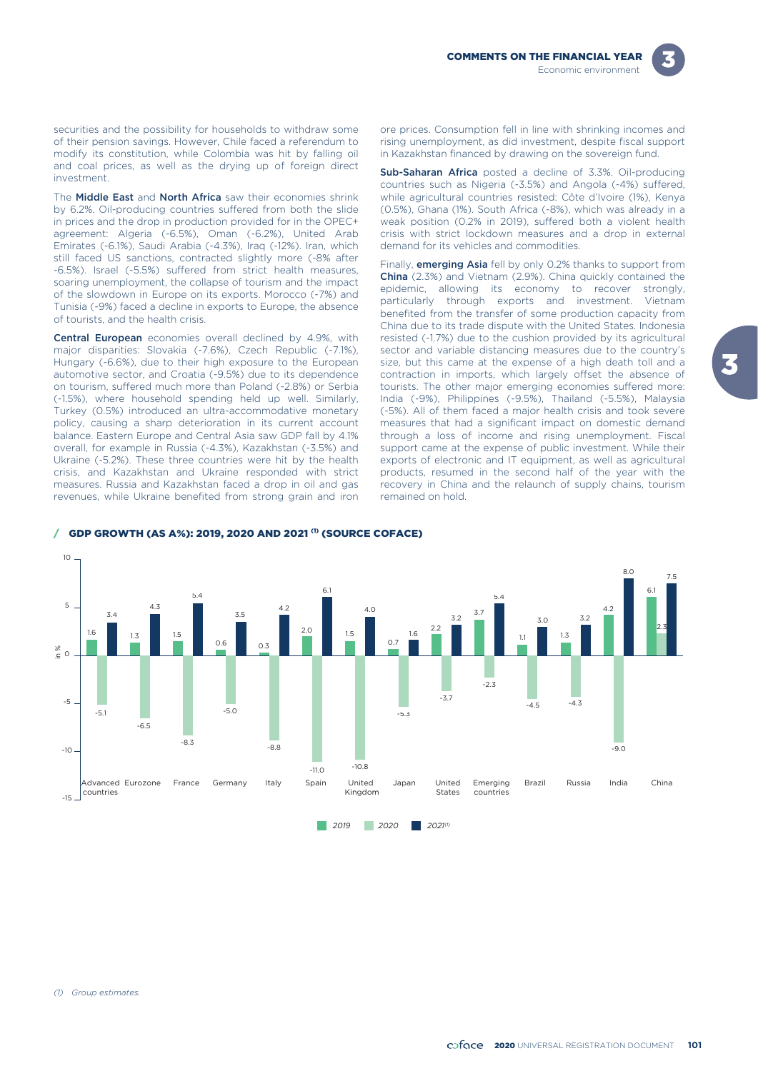securities and the possibility for households to withdraw some of their pension savings. However, Chile faced a referendum to modify its constitution, while Colombia was hit by falling oil and coal prices, as well as the drying up of foreign direct investment.

The **Middle East** and **North Africa** saw their economies shrink by 6.2%. Oil-producing countries suffered from both the slide in prices and the drop in production provided for in the OPEC+ agreement: Algeria (-6.5%), Oman (-6.2%), United Arab Emirates (-6.1%), Saudi Arabia (-4.3%), Iraq (-12%). Iran, which still faced US sanctions, contracted slightly more (-8% after -6.5%). Israel (-5.5%) suffered from strict health measures, soaring unemployment, the collapse of tourism and the impact of the slowdown in Europe on its exports. Morocco (-7%) and Tunisia (-9%) faced a decline in exports to Europe, the absence of tourists, and the health crisis.

**Central European** economies overall declined by 4.9%, with major disparities: Slovakia (-7.6%), Czech Republic (-7.1%), Hungary (-6.6%), due to their high exposure to the European automotive sector, and Croatia (-9.5%) due to its dependence on tourism, suffered much more than Poland (-2.8%) or Serbia (-1.5%), where household spending held up well. Similarly, Turkey (0.5%) introduced an ultra-accommodative monetary policy, causing a sharp deterioration in its current account balance. Eastern Europe and Central Asia saw GDP fall by 4.1% overall, for example in Russia (-4.3%), Kazakhstan (-3.5%) and Ukraine (-5.2%). These three countries were hit by the health crisis, and Kazakhstan and Ukraine responded with strict measures. Russia and Kazakhstan faced a drop in oil and gas revenues, while Ukraine benefited from strong grain and iron ore prices. Consumption fell in line with shrinking incomes and rising unemployment, as did investment, despite fiscal support in Kazakhstan financed by drawing on the sovereign fund.

**Sub-Saharan Africa** posted a decline of 3.3%. Oil-producing countries such as Nigeria (-3.5%) and Angola (-4%) suffered, while agricultural countries resisted: Côte d'Ivoire (1%), Kenya (0.5%), Ghana (1%). South Africa (-8%), which was already in a weak position (0.2% in 2019), suffered both a violent health crisis with strict lockdown measures and a drop in external demand for its vehicles and commodities.

Finally, **emerging Asia** fell by only 0.2% thanks to support from **China** (2.3%) and Vietnam (2.9%). China quickly contained the epidemic, allowing its economy to recover strongly, particularly through exports and investment. Vietnam benefited from the transfer of some production capacity from China due to its trade dispute with the United States. Indonesia resisted (-1.7%) due to the cushion provided by its agricultural sector and variable distancing measures due to the country's size, but this came at the expense of a high death toll and a contraction in imports, which largely offset the absence of tourists. The other major emerging economies suffered more: India (-9%), Philippines (-9.5%), Thailand (-5.5%), Malaysia (-5%). All of them faced a major health crisis and took severe measures that had a significant impact on domestic demand through a loss of income and rising unemployment. Fiscal support came at the expense of public investment. While their exports of electronic and IT equipment, as well as agricultural products, resumed in the second half of the year with the recovery in China and the relaunch of supply chains, tourism remained on hold.

## / GDP GROWTH (AS A%): 2019, 2020 AND 2021 [(1)] (SOURCE COFACE)

| in % | 2019 | 2020 | 2021[(1)] |
|---|---|---|---|
| Advanced countries | 1.6 | -5.1 | 3.4 |
| Eurozone | 1.3 | -6.5 | 4.3 |
| France | 1.5 | -8.3 | 5.4 |
| Germany | 0.6 | -5.0 | 3.5 |
| Italy | 0.3 | -8.8 | 4.2 |
| Spain | 2.0 | -11.0 | 6.1 |
| United Kingdom | 1.5 | -10.8 | 4.0 |
| Japan | 0.7 | -5.3 | 1.6 |
| United States | 2.2 | -3.7 | 3.2 |
| Emerging countries | 3.7 | -2.3 | 5.4 |
| Brazil | 1.1 | -4.5 | 3.0 |
| Russia | 1.3 | -4.3 | 3.2 |
| India | 4.2 | -9.0 | 8.0 |
| China | 6.1 | 2.3 | 7.5 |

(1) Group estimates.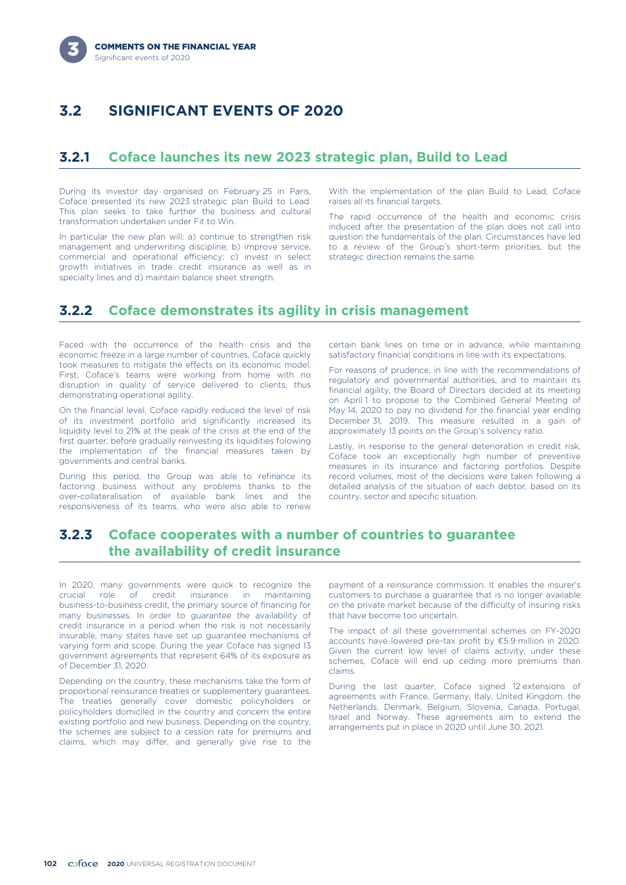## 3.2 SIGNIFICANT EVENTS OF 2020

### 3.2.1 Coface launches its new 2023 strategic plan, Build to Lead

During its investor day organised on February 25 in Paris, Coface presented its new 2023 strategic plan Build to Lead. This plan seeks to take further the business and cultural transformation undertaken under Fit to Win.

In particular the new plan will: a) continue to strengthen risk management and underwriting discipline; b) improve service, commercial and operational efficiency; c) invest in select growth initiatives in trade credit insurance as well as in specialty lines and d) maintain balance sheet strength.

With the implementation of the plan Build to Lead, Coface raises all its financial targets.

The rapid occurrence of the health and economic crisis induced after the presentation of the plan does not call into question the fundamentals of the plan. Circumstances have led to a review of the Group's short-term priorities, but the strategic direction remains the same.

### 3.2.2 Coface demonstrates its agility in crisis management

Faced with the occurrence of the health crisis and the economic freeze in a large number of countries, Coface quickly took measures to mitigate the effects on its economic model. First, Coface's teams were working from home with no disruption in quality of service delivered to clients, thus demonstrating operational agility.

On the financial level, Coface rapidly reduced the level of risk of its investment portfolio and significantly increased its liquidity level to 21% at the peak of the crisis at the end of the first quarter, before gradually reinvesting its liquidities folowing the implementation of the financial measures taken by governments and central banks.

During this period, the Group was able to refinance its factoring business without any problems thanks to the over-collateralisation of available bank lines and the responsiveness of its teams, who were also able to renew certain bank lines on time or in advance, while maintaining satisfactory financial conditions in line with its expectations.

For reasons of prudence, in line with the recommendations of regulatory and governmental authorities, and to maintain its financial agility, the Board of Directors decided at its meeting on April 1 to propose to the Combined General Meeting of May 14, 2020 to pay no dividend for the financial year ending December 31, 2019. This measure resulted in a gain of approximately 13 points on the Group's solvency ratio.

Lastly, in response to the general deterioration in credit risk, Coface took an exceptionally high number of preventive measures in its insurance and factoring portfolios. Despite record volumes, most of the decisions were taken following a detailed analysis of the situation of each debtor, based on its country, sector and specific situation.

### 3.2.3 Coface cooperates with a number of countries to guarantee the availability of credit insurance

In 2020, many governments were quick to recognize the crucial role of credit insurance in maintaining business-to-business credit, the primary source of financing for many businesses. In order to guarantee the availability of credit insurance in a period when the risk is not necessarily insurable, many states have set up guarantee mechanisms of varying form and scope. During the year Coface has signed 13 government agreements that represent 64% of its exposure as of December 31, 2020.

Depending on the country, these mechanisms take the form of proportional reinsurance treaties or supplementary guarantees. The treaties generally cover domestic policyholders or policyholders domiciled in the country and concern the entire existing portfolio and new business. Depending on the country, the schemes are subject to a cession rate for premiums and claims, which may differ, and generally give rise to the payment of a reinsurance commission. It enables the insurer's customers to purchase a guarantee that is no longer available on the private market because of the difficulty of insuring risks that have become too uncertain.

The impact of all these governmental schemes on FY-2020 accounts have lowered pre-tax profit by €5.9 million in 2020. Given the current low level of claims activity, under these schemes, Coface will end up ceding more premiums than claims.

During the last quarter, Coface signed 12 extensions of agreements with France, Germany, Italy, United Kingdom, the Netherlands, Denmark, Belgium, Slovenia, Canada, Portugal, Israel and Norway. These agreements aim to extend the arrangements put in place in 2020 until June 30, 2021.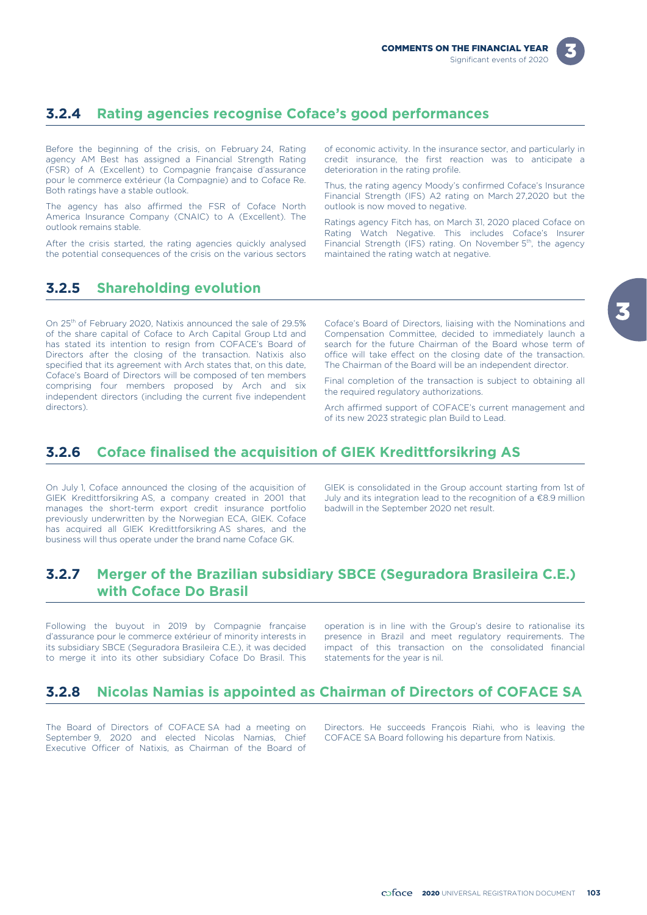### 3.2.4 Rating agencies recognise Coface's good performances

Before the beginning of the crisis, on February 24, Rating agency AM Best has assigned a Financial Strength Rating (FSR) of A (Excellent) to Compagnie française d'assurance pour le commerce extérieur (la Compagnie) and to Coface Re. Both ratings have a stable outlook.

The agency has also affirmed the FSR of Coface North America Insurance Company (CNAIC) to A (Excellent). The outlook remains stable.

After the crisis started, the rating agencies quickly analysed the potential consequences of the crisis on the various sectors of economic activity. In the insurance sector, and particularly in credit insurance, the first reaction was to anticipate a deterioration in the rating profile.

Thus, the rating agency Moody's confirmed Coface's Insurance Financial Strength (IFS) A2 rating on March 27,2020 but the outlook is now moved to negative.

Ratings agency Fitch has, on March 31, 2020 placed Coface on Rating Watch Negative. This includes Coface's Insurer Financial Strength (IFS) rating. On November 5th, the agency maintained the rating watch at negative.

### 3.2.5 Shareholding evolution

On 25th of February 2020, Natixis announced the sale of 29.5% of the share capital of Coface to Arch Capital Group Ltd and has stated its intention to resign from COFACE's Board of Directors after the closing of the transaction. Natixis also specified that its agreement with Arch states that, on this date, Coface's Board of Directors will be composed of ten members comprising four members proposed by Arch and six independent directors (including the current five independent directors).

Coface's Board of Directors, liaising with the Nominations and Compensation Committee, decided to immediately launch a search for the future Chairman of the Board whose term of office will take effect on the closing date of the transaction. The Chairman of the Board will be an independent director.

Final completion of the transaction is subject to obtaining all the required regulatory authorizations.

Arch affirmed support of COFACE's current management and of its new 2023 strategic plan Build to Lead.

### 3.2.6 Coface finalised the acquisition of GIEK Kredittforsikring AS

On July 1, Coface announced the closing of the acquisition of GIEK Kredittforsikring AS, a company created in 2001 that manages the short-term export credit insurance portfolio previously underwritten by the Norwegian ECA, GIEK. Coface has acquired all GIEK Kredittforsikring AS shares, and the business will thus operate under the brand name Coface GK.

GIEK is consolidated in the Group account starting from 1st of July and its integration lead to the recognition of a €8.9 million badwill in the September 2020 net result.

### 3.2.7 Merger of the Brazilian subsidiary SBCE (Seguradora Brasileira C.E.) with Coface Do Brasil

Following the buyout in 2019 by Compagnie française d'assurance pour le commerce extérieur of minority interests in its subsidiary SBCE (Seguradora Brasileira C.E.), it was decided to merge it into its other subsidiary Coface Do Brasil. This operation is in line with the Group's desire to rationalise its presence in Brazil and meet regulatory requirements. The impact of this transaction on the consolidated financial statements for the year is nil.

### 3.2.8 Nicolas Namias is appointed as Chairman of Directors of COFACE SA

The Board of Directors of COFACE SA had a meeting on September 9, 2020 and elected Nicolas Namias, Chief Executive Officer of Natixis, as Chairman of the Board of Directors. He succeeds François Riahi, who is leaving the COFACE SA Board following his departure from Natixis.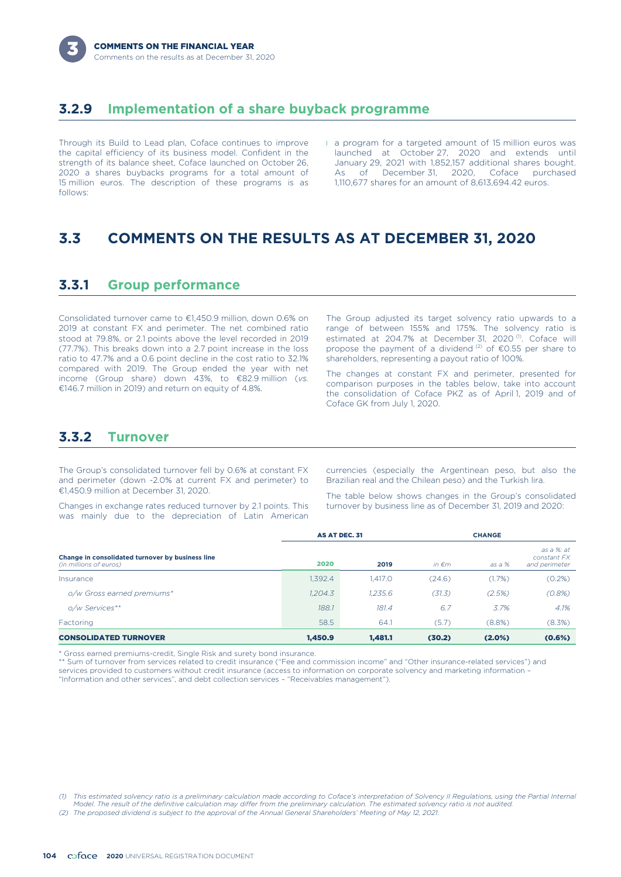## 3.2.9 Implementation of a share buyback programme

Through its Build to Lead plan, Coface continues to improve the capital efficiency of its business model. Confident in the strength of its balance sheet, Coface launched on October 26, 2020 a shares buybacks programs for a total amount of 15 million euros. The description of these programs is as follows:

- a program for a targeted amount of 15 million euros was launched at October 27, 2020 and extends until January 29, 2021 with 1,852,157 additional shares bought. As of December 31, 2020, Coface purchased 1,110,677 shares for an amount of 8,613,694.42 euros.

# 3.3 COMMENTS ON THE RESULTS AS AT DECEMBER 31, 2020

## 3.3.1 Group performance

Consolidated turnover came to €1,450.9 million, down 0.6% on 2019 at constant FX and perimeter. The net combined ratio stood at 79.8%, or 2.1 points above the level recorded in 2019 (77.7%). This breaks down into a 2.7 point increase in the loss ratio to 47.7% and a 0.6 point decline in the cost ratio to 32.1% compared with 2019. The Group ended the year with net income (Group share) down 43%, to €82.9 million (*vs.* €146.7 million in 2019) and return on equity of 4.8%.

The Group adjusted its target solvency ratio upwards to a range of between 155% and 175%. The solvency ratio is estimated at 204.7% at December 31, 2020 [1]. Coface will propose the payment of a dividend [2] of €0.55 per share to shareholders, representing a payout ratio of 100%.

The changes at constant FX and perimeter, presented for comparison purposes in the tables below, take into account the consolidation of Coface PKZ as of April 1, 2019 and of Coface GK from July 1, 2020.

## 3.3.2 Turnover

The Group's consolidated turnover fell by 0.6% at constant FX and perimeter (down -2.0% at current FX and perimeter) to €1,450.9 million at December 31, 2020.

Changes in exchange rates reduced turnover by 2.1 points. This was mainly due to the depreciation of Latin American currencies (especially the Argentinean peso, but also the Brazilian real and the Chilean peso) and the Turkish lira.

The table below shows changes in the Group's consolidated turnover by business line as of December 31, 2019 and 2020:

| Change in consolidated turnover by business line *(in millions of euros)* | AS AT DEC. 31 | | CHANGE | | |
|---|---|---|---|---|---|
| | 2020 | 2019 | *in €m* | *as a %* | *as a %: at constant FX and perimeter* |
| Insurance | 1,392.4 | 1,417.0 | (24.6) | (1.7%) | (0.2%) |
| *o/w Gross earned premiums** | *1,204.3* | *1,235.6* | *(31.3)* | *(2.5%)* | *(0.8%)* |
| *o/w Services*** | *188.1* | *181.4* | *6.7* | *3.7%* | *4.1%* |
| Factoring | 58.5 | 64.1 | (5.7) | (8.8%) | (8.3%) |
| **CONSOLIDATED TURNOVER** | **1,450.9** | **1,481.1** | **(30.2)** | **(2.0%)** | **(0.6%)** |

\* Gross earned premiums-credit, Single Risk and surety bond insurance.

\*\* Sum of turnover from services related to credit insurance ("Fee and commission income" and "Other insurance-related services") and services provided to customers without credit insurance (access to information on corporate solvency and marketing information – "Information and other services", and debt collection services – "Receivables management").

(1) *This estimated solvency ratio is a preliminary calculation made according to Coface's interpretation of Solvency II Regulations, using the Partial Internal Model. The result of the definitive calculation may differ from the preliminary calculation. The estimated solvency ratio is not audited.*

(2) *The proposed dividend is subject to the approval of the Annual General Shareholders' Meeting of May 12, 2021.*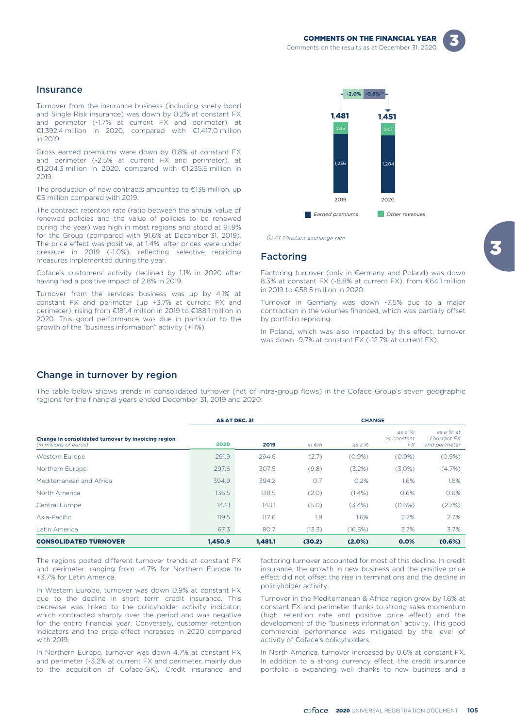## Insurance

Turnover from the insurance business (including surety bond and Single Risk insurance) was down by 0.2% at constant FX and perimeter (-1.7% at current FX and perimeter), at €1,392.4 million in 2020, compared with €1,417.0 million in 2019.

Gross earned premiums were down by 0.8% at constant FX and perimeter (-2.5% at current FX and perimeter), at €1,204.3 million in 2020, compared with €1,235.6 million in 2019.

The production of new contracts amounted to €138 million, up €5 million compared with 2019.

The contract retention rate (ratio between the annual value of renewed policies and the value of policies to be renewed during the year) was high in most regions and stood at 91.9% for the Group (compared with 91.6% at December 31, 2019). The price effect was positive, at 1.4%, after prices were under pressure in 2019 (-1.0%), reflecting selective repricing measures implemented during the year.

Coface's customers' activity declined by 1.1% in 2020 after having had a positive impact of 2.8% in 2019.

Turnover from the services business was up by 4.1% at constant FX and perimeter (up +3.7% at current FX and perimeter), rising from €181.4 million in 2019 to €188.1 million in 2020. This good performance was due in particular to the growth of the "business information" activity (+11%).

| | 2019 | 2020 |
|---|---|---|
| Earned premiums | 1,236 | 1,204 |
| Other revenues | 245 | 247 |
| Total | 1,481 | 1,451 |

Change: -2.0% / -0.6%[(1)]

(1) At constant exchange rate

## Factoring

Factoring turnover (only in Germany and Poland) was down 8.3% at constant FX (-8.8% at current FX), from €64.1 million in 2019 to €58.5 million in 2020.

Turnover in Germany was down -7.5% due to a major contraction in the volumes financed, which was partially offset by portfolio repricing.

In Poland, which was also impacted by this effect, turnover was down -9.7% at constant FX (-12.7% at current FX).

## Change in turnover by region

The table below shows trends in consolidated turnover (net of intra-group flows) in the Coface Group's seven geographic regions for the financial years ended December 31, 2019 and 2020:

| Change in consolidated turnover by invoicing region *(in millions of euros)* | AS AT DEC. 31 | | CHANGE | | | |
|---|---|---|---|---|---|---|
| | **2020** | **2019** | *in €m* | *as a %* | *as a %: at constant FX* | *as a %: at constant FX and perimeter* |
| Western Europe | 291.9 | 294.6 | (2.7) | (0.9%) | (0.9%) | (0.9%) |
| Northern Europe | 297.6 | 307.5 | (9.8) | (3.2%) | (3.0%) | (4.7%) |
| Mediterranean and Africa | 394.9 | 394.2 | 0.7 | 0.2% | 1.6% | 1.6% |
| North America | 136.5 | 138.5 | (2.0) | (1.4%) | 0.6% | 0.6% |
| Central Europe | 143.1 | 148.1 | (5.0) | (3.4%) | (0.6%) | (2.7%) |
| Asia-Pacific | 119.5 | 117.6 | 1.9 | 1.6% | 2.7% | 2.7% |
| Latin America | 67.3 | 80.7 | (13.3) | (16.5%) | 3.7% | 3.7% |
| **CONSOLIDATED TURNOVER** | **1,450.9** | **1,481.1** | **(30.2)** | **(2.0%)** | **0.0%** | **(0.6%)** |

The regions posted different turnover trends at constant FX and perimeter, ranging from -4.7% for Northern Europe to +3.7% for Latin America.

In Western Europe, turnover was down 0.9% at constant FX due to the decline in short term credit insurance. This decrease was linked to the policyholder activity indicator, which contracted sharply over the period and was negative for the entire financial year. Conversely, customer retention indicators and the price effect increased in 2020 compared with 2019.

In Northern Europe, turnover was down 4.7% at constant FX and perimeter (-3.2% at current FX and perimeter, mainly due to the acquisition of Coface GK). Credit insurance and factoring turnover accounted for most of this decline. In credit insurance, the growth in new business and the positive price effect did not offset the rise in terminations and the decline in policyholder activity.

Turnover in the Mediterranean & Africa region grew by 1.6% at constant FX and perimeter thanks to strong sales momentum (high retention rate and positive price effect) and the development of the "business information" activity. This good commercial performance was mitigated by the level of activity of Coface's policyholders.

In North America, turnover increased by 0.6% at constant FX. In addition to a strong currency effect, the credit insurance portfolio is expanding well thanks to new business and a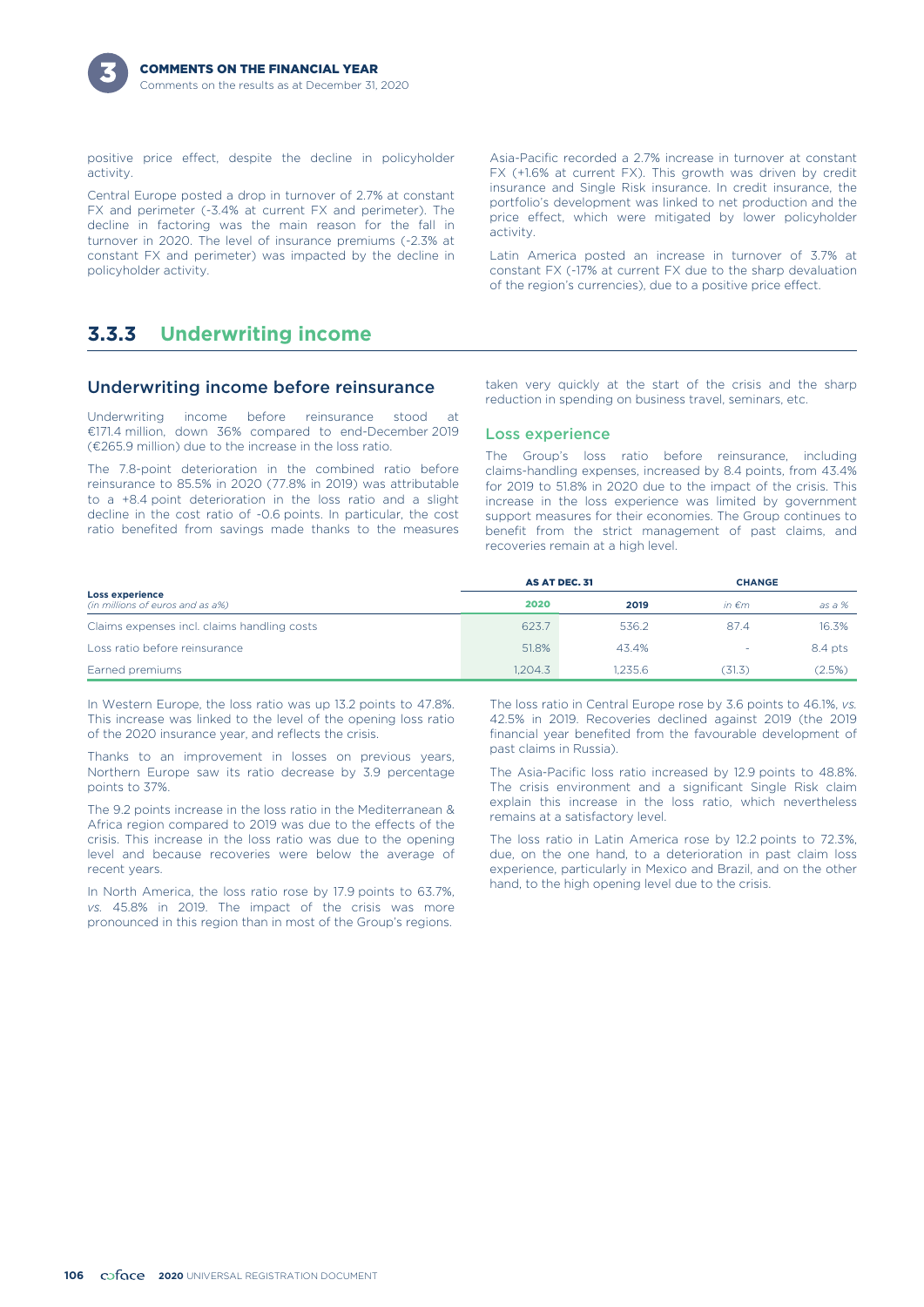positive price effect, despite the decline in policyholder activity.

Central Europe posted a drop in turnover of 2.7% at constant FX and perimeter (-3.4% at current FX and perimeter). The decline in factoring was the main reason for the fall in turnover in 2020. The level of insurance premiums (-2.3% at constant FX and perimeter) was impacted by the decline in policyholder activity.

Asia-Pacific recorded a 2.7% increase in turnover at constant FX (+1.6% at current FX). This growth was driven by credit insurance and Single Risk insurance. In credit insurance, the portfolio's development was linked to net production and the price effect, which were mitigated by lower policyholder activity.

Latin America posted an increase in turnover of 3.7% at constant FX (-17% at current FX due to the sharp devaluation of the region's currencies), due to a positive price effect.

## 3.3.3 Underwriting income

### Underwriting income before reinsurance

Underwriting income before reinsurance stood at €171.4 million, down 36% compared to end-December 2019 (€265.9 million) due to the increase in the loss ratio.

The 7.8-point deterioration in the combined ratio before reinsurance to 85.5% in 2020 (77.8% in 2019) was attributable to a +8.4 point deterioration in the loss ratio and a slight decline in the cost ratio of -0.6 points. In particular, the cost ratio benefited from savings made thanks to the measures taken very quickly at the start of the crisis and the sharp reduction in spending on business travel, seminars, etc.

#### Loss experience

The Group's loss ratio before reinsurance, including claims-handling expenses, increased by 8.4 points, from 43.4% for 2019 to 51.8% in 2020 due to the impact of the crisis. This increase in the loss experience was limited by government support measures for their economies. The Group continues to benefit from the strict management of past claims, and recoveries remain at a high level.

| **Loss experience** *(in millions of euros and as a%)* | AS AT DEC. 31 | | CHANGE | |
|---|---|---|---|---|
| | **2020** | **2019** | *in €m* | *as a %* |
| Claims expenses incl. claims handling costs | 623.7 | 536.2 | 87.4 | 16.3% |
| Loss ratio before reinsurance | 51.8% | 43.4% | - | 8.4 pts |
| Earned premiums | 1,204.3 | 1,235.6 | (31.3) | (2.5%) |

In Western Europe, the loss ratio was up 13.2 points to 47.8%. This increase was linked to the level of the opening loss ratio of the 2020 insurance year, and reflects the crisis.

Thanks to an improvement in losses on previous years, Northern Europe saw its ratio decrease by 3.9 percentage points to 37%.

The 9.2 points increase in the loss ratio in the Mediterranean & Africa region compared to 2019 was due to the effects of the crisis. This increase in the loss ratio was due to the opening level and because recoveries were below the average of recent years.

In North America, the loss ratio rose by 17.9 points to 63.7%, *vs.* 45.8% in 2019. The impact of the crisis was more pronounced in this region than in most of the Group's regions.

The loss ratio in Central Europe rose by 3.6 points to 46.1%, *vs.* 42.5% in 2019. Recoveries declined against 2019 (the 2019 financial year benefited from the favourable development of past claims in Russia).

The Asia-Pacific loss ratio increased by 12.9 points to 48.8%. The crisis environment and a significant Single Risk claim explain this increase in the loss ratio, which nevertheless remains at a satisfactory level.

The loss ratio in Latin America rose by 12.2 points to 72.3%, due, on the one hand, to a deterioration in past claim loss experience, particularly in Mexico and Brazil, and on the other hand, to the high opening level due to the crisis.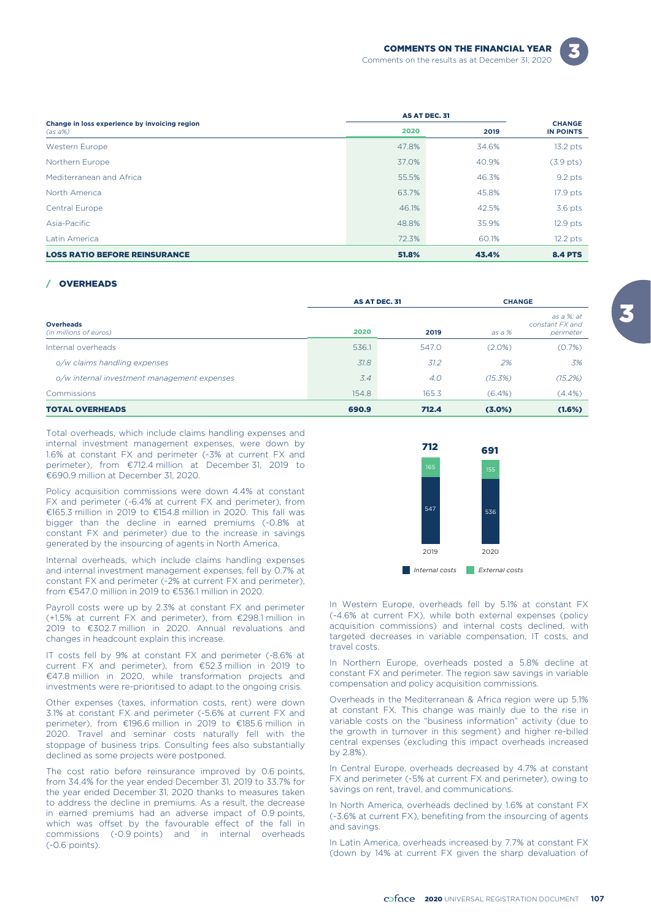| Change in loss experience by invoicing region (as a%) | AS AT DEC. 31 | | CHANGE IN POINTS |
|---|---|---|---|
| | 2020 | 2019 | |
| Western Europe | 47.8% | 34.6% | 13.2 pts |
| Northern Europe | 37.0% | 40.9% | (3.9 pts) |
| Mediterranean and Africa | 55.5% | 46.3% | 9.2 pts |
| North America | 63.7% | 45.8% | 17.9 pts |
| Central Europe | 46.1% | 42.5% | 3.6 pts |
| Asia-Pacific | 48.8% | 35.9% | 12.9 pts |
| Latin America | 72.3% | 60.1% | 12.2 pts |
| **LOSS RATIO BEFORE REINSURANCE** | **51.8%** | **43.4%** | **8.4 PTS** |

## / OVERHEADS

| Overheads (in millions of euros) | AS AT DEC. 31 | | CHANGE | |
|---|---|---|---|---|
| | 2020 | 2019 | as a % | as a %: at constant FX and perimeter |
| Internal overheads | 536.1 | 547.0 | (2.0%) | (0.7%) |
| *o/w claims handling expenses* | *31.8* | *31.2* | *2%* | *3%* |
| *o/w internal investment management expenses* | *3.4* | *4.0* | *(15.3%)* | *(15.2%)* |
| Commissions | 154.8 | 165.3 | (6.4%) | (4.4%) |
| **TOTAL OVERHEADS** | **690.9** | **712.4** | **(3.0%)** | **(1.6%)** |

Total overheads, which include claims handling expenses and internal investment management expenses, were down by 1.6% at constant FX and perimeter (-3% at current FX and perimeter), from €712.4 million at December 31, 2019 to €690.9 million at December 31, 2020.

| | 2019 | 2020 |
|---|---|---|
| *Internal costs* | 547 | 536 |
| *External costs* | 165 | 155 |
| Total | 712 | 691 |

Policy acquisition commissions were down 4.4% at constant FX and perimeter (-6.4% at current FX and perimeter), from €165.3 million in 2019 to €154.8 million in 2020. This fall was bigger than the decline in earned premiums (-0.8% at constant FX and perimeter) due to the increase in savings generated by the insourcing of agents in North America.

Internal overheads, which include claims handling expenses and internal investment management expenses, fell by 0.7% at constant FX and perimeter (-2% at current FX and perimeter), from €547.0 million in 2019 to €536.1 million in 2020.

Payroll costs were up by 2.3% at constant FX and perimeter (+1.5% at current FX and perimeter), from €298.1 million in 2019 to €302.7 million in 2020. Annual revaluations and changes in headcount explain this increase.

IT costs fell by 9% at constant FX and perimeter (-8.6% at current FX and perimeter), from €52.3 million in 2019 to €47.8 million in 2020, while transformation projects and investments were re-prioritised to adapt to the ongoing crisis.

Other expenses (taxes, information costs, rent) were down 3.1% at constant FX and perimeter (-5.6% at current FX and perimeter), from €196.6 million in 2019 to €185.6 million in 2020. Travel and seminar costs naturally fell with the stoppage of business trips. Consulting fees also substantially declined as some projects were postponed.

The cost ratio before reinsurance improved by 0.6 points, from 34.4% for the year ended December 31, 2019 to 33.7% for the year ended December 31, 2020 thanks to measures taken to address the decline in premiums. As a result, the decrease in earned premiums had an adverse impact of 0.9 points, which was offset by the favourable effect of the fall in commissions (-0.9 points) and in internal overheads (-0.6 points).

In Western Europe, overheads fell by 5.1% at constant FX (-4.6% at current FX), while both external expenses (policy acquisition commissions) and internal costs declined, with targeted decreases in variable compensation, IT costs, and travel costs.

In Northern Europe, overheads posted a 5.8% decline at constant FX and perimeter. The region saw savings in variable compensation and policy acquisition commissions.

Overheads in the Mediterranean & Africa region were up 5.1% at constant FX. This change was mainly due to the rise in variable costs on the "business information" activity (due to the growth in turnover in this segment) and higher re-billed central expenses (excluding this impact overheads increased by 2.8%).

In Central Europe, overheads decreased by 4.7% at constant FX and perimeter (-5% at current FX and perimeter), owing to savings on rent, travel, and communications.

In North America, overheads declined by 1.6% at constant FX (-3.6% at current FX), benefiting from the insourcing of agents and savings.

In Latin America, overheads increased by 7.7% at constant FX (down by 14% at current FX given the sharp devaluation of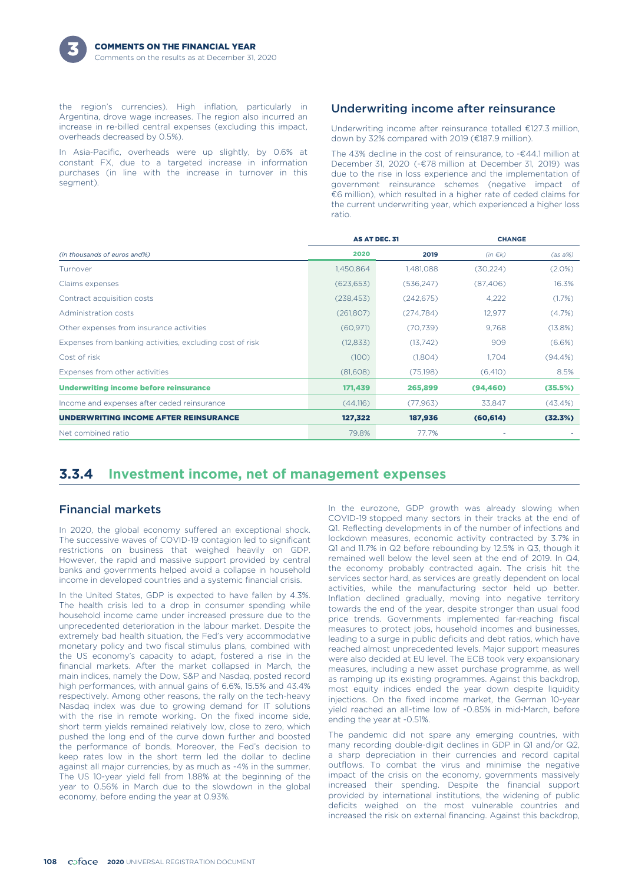the region's currencies). High inflation, particularly in Argentina, drove wage increases. The region also incurred an increase in re-billed central expenses (excluding this impact, overheads decreased by 0.5%).

In Asia-Pacific, overheads were up slightly, by 0.6% at constant FX, due to a targeted increase in information purchases (in line with the increase in turnover in this segment).

## Underwriting income after reinsurance

Underwriting income after reinsurance totalled €127.3 million, down by 32% compared with 2019 (€187.9 million).

The 43% decline in the cost of reinsurance, to -€44.1 million at December 31, 2020 (-€78 million at December 31, 2019) was due to the rise in loss experience and the implementation of government reinsurance schemes (negative impact of €6 million), which resulted in a higher rate of ceded claims for the current underwriting year, which experienced a higher loss ratio.

| (in thousands of euros and%) | AS AT DEC. 31 | | CHANGE | |
|---|---|---|---|---|
| | 2020 | 2019 | (in €k) | (as a%) |
| Turnover | 1,450,864 | 1,481,088 | (30,224) | (2.0%) |
| Claims expenses | (623,653) | (536,247) | (87,406) | 16.3% |
| Contract acquisition costs | (238,453) | (242,675) | 4,222 | (1.7%) |
| Administration costs | (261,807) | (274,784) | 12,977 | (4.7%) |
| Other expenses from insurance activities | (60,971) | (70,739) | 9,768 | (13.8%) |
| Expenses from banking activities, excluding cost of risk | (12,833) | (13,742) | 909 | (6.6%) |
| Cost of risk | (100) | (1,804) | 1,704 | (94.4%) |
| Expenses from other activities | (81,608) | (75,198) | (6,410) | 8.5% |
| **Underwriting income before reinsurance** | **171,439** | **265,899** | **(94,460)** | **(35.5%)** |
| Income and expenses after ceded reinsurance | (44,116) | (77,963) | 33,847 | (43.4%) |
| **UNDERWRITING INCOME AFTER REINSURANCE** | **127,322** | **187,936** | **(60,614)** | **(32.3%)** |
| Net combined ratio | 79.8% | 77.7% | - | - |

# 3.3.4 Investment income, net of management expenses

## Financial markets

In 2020, the global economy suffered an exceptional shock. The successive waves of COVID-19 contagion led to significant restrictions on business that weighed heavily on GDP. However, the rapid and massive support provided by central banks and governments helped avoid a collapse in household income in developed countries and a systemic financial crisis.

In the United States, GDP is expected to have fallen by 4.3%. The health crisis led to a drop in consumer spending while household income came under increased pressure due to the unprecedented deterioration in the labour market. Despite the extremely bad health situation, the Fed's very accommodative monetary policy and two fiscal stimulus plans, combined with the US economy's capacity to adapt, fostered a rise in the financial markets. After the market collapsed in March, the main indices, namely the Dow, S&P and Nasdaq, posted record high performances, with annual gains of 6.6%, 15.5% and 43.4% respectively. Among other reasons, the rally on the tech-heavy Nasdaq index was due to growing demand for IT solutions with the rise in remote working. On the fixed income side, short term yields remained relatively low, close to zero, which pushed the long end of the curve down further and boosted the performance of bonds. Moreover, the Fed's decision to keep rates low in the short term led the dollar to decline against all major currencies, by as much as -4% in the summer. The US 10-year yield fell from 1.88% at the beginning of the year to 0.56% in March due to the slowdown in the global economy, before ending the year at 0.93%.

In the eurozone, GDP growth was already slowing when COVID-19 stopped many sectors in their tracks at the end of Q1. Reflecting developments in of the number of infections and lockdown measures, economic activity contracted by 3.7% in Q1 and 11.7% in Q2 before rebounding by 12.5% in Q3, though it remained well below the level seen at the end of 2019. In Q4, the economy probably contracted again. The crisis hit the services sector hard, as services are greatly dependent on local activities, while the manufacturing sector held up better. Inflation declined gradually, moving into negative territory towards the end of the year, despite stronger than usual food price trends. Governments implemented far-reaching fiscal measures to protect jobs, household incomes and businesses, leading to a surge in public deficits and debt ratios, which have reached almost unprecedented levels. Major support measures were also decided at EU level. The ECB took very expansionary measures, including a new asset purchase programme, as well as ramping up its existing programmes. Against this backdrop, most equity indices ended the year down despite liquidity injections. On the fixed income market, the German 10-year yield reached an all-time low of -0.85% in mid-March, before ending the year at -0.51%.

The pandemic did not spare any emerging countries, with many recording double-digit declines in GDP in Q1 and/or Q2, a sharp depreciation in their currencies and record capital outflows. To combat the virus and minimise the negative impact of the crisis on the economy, governments massively increased their spending. Despite the financial support provided by international institutions, the widening of public deficits weighed on the most vulnerable countries and increased the risk on external financing. Against this backdrop,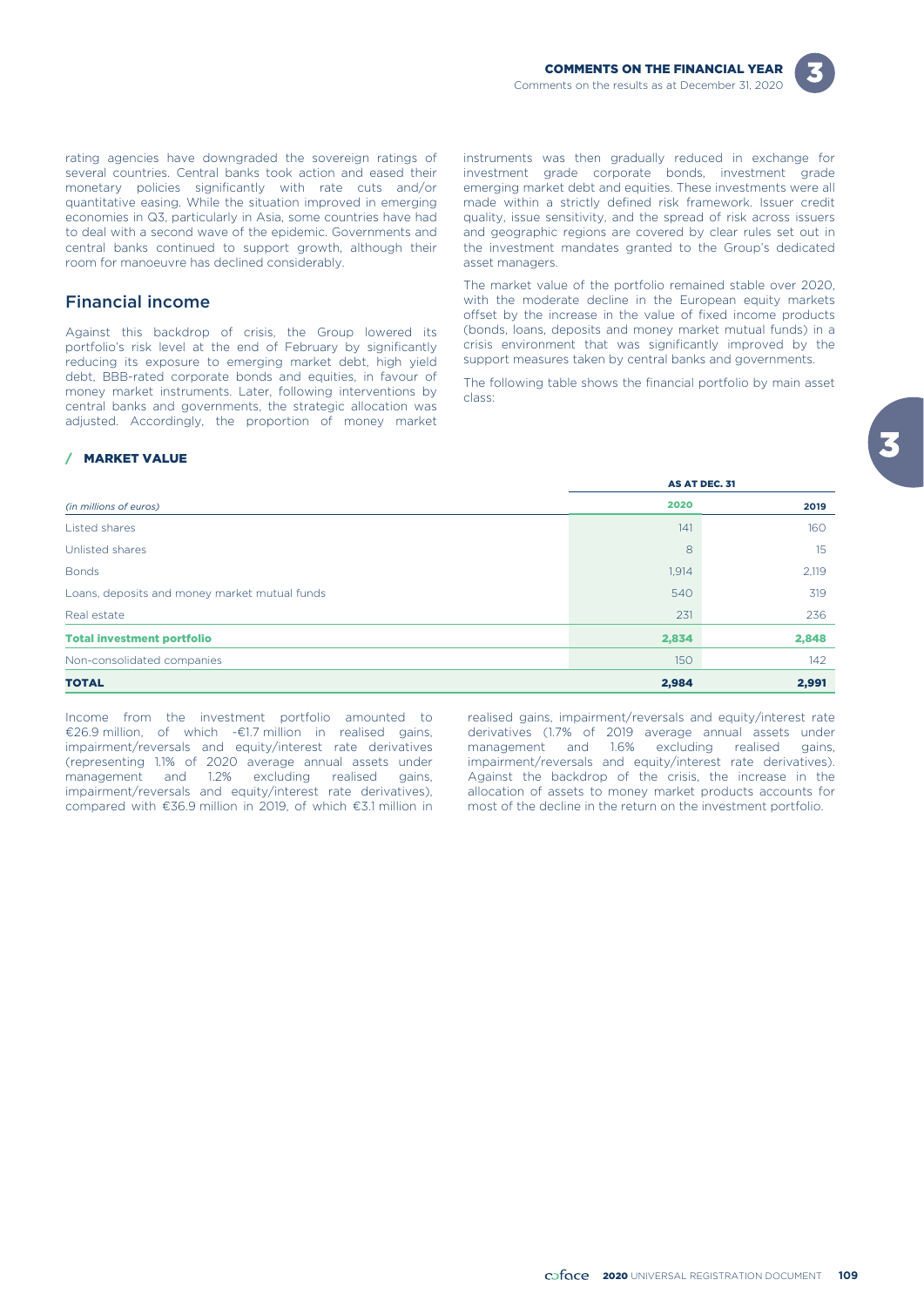rating agencies have downgraded the sovereign ratings of several countries. Central banks took action and eased their monetary policies significantly with rate cuts and/or quantitative easing. While the situation improved in emerging economies in Q3, particularly in Asia, some countries have had to deal with a second wave of the epidemic. Governments and central banks continued to support growth, although their room for manoeuvre has declined considerably.

## Financial income

Against this backdrop of crisis, the Group lowered its portfolio's risk level at the end of February by significantly reducing its exposure to emerging market debt, high yield debt, BBB-rated corporate bonds and equities, in favour of money market instruments. Later, following interventions by central banks and governments, the strategic allocation was adjusted. Accordingly, the proportion of money market instruments was then gradually reduced in exchange for investment grade corporate bonds, investment grade emerging market debt and equities. These investments were all made within a strictly defined risk framework. Issuer credit quality, issue sensitivity, and the spread of risk across issuers and geographic regions are covered by clear rules set out in the investment mandates granted to the Group's dedicated asset managers.

The market value of the portfolio remained stable over 2020, with the moderate decline in the European equity markets offset by the increase in the value of fixed income products (bonds, loans, deposits and money market mutual funds) in a crisis environment that was significantly improved by the support measures taken by central banks and governments.

The following table shows the financial portfolio by main asset class:

### / MARKET VALUE

| | AS AT DEC. 31 | |
|---|---|---|
| *(in millions of euros)* | **2020** | **2019** |
| Listed shares | 141 | 160 |
| Unlisted shares | 8 | 15 |
| Bonds | 1,914 | 2,119 |
| Loans, deposits and money market mutual funds | 540 | 319 |
| Real estate | 231 | 236 |
| **Total investment portfolio** | **2,834** | **2,848** |
| Non-consolidated companies | 150 | 142 |
| **TOTAL** | **2,984** | **2,991** |

Income from the investment portfolio amounted to €26.9 million, of which -€1.7 million in realised gains, impairment/reversals and equity/interest rate derivatives (representing 1.1% of 2020 average annual assets under management and 1.2% excluding realised gains, impairment/reversals and equity/interest rate derivatives), compared with €36.9 million in 2019, of which €3.1 million in realised gains, impairment/reversals and equity/interest rate derivatives (1.7% of 2019 average annual assets under management and 1.6% excluding realised gains, impairment/reversals and equity/interest rate derivatives). Against the backdrop of the crisis, the increase in the allocation of assets to money market products accounts for most of the decline in the return on the investment portfolio.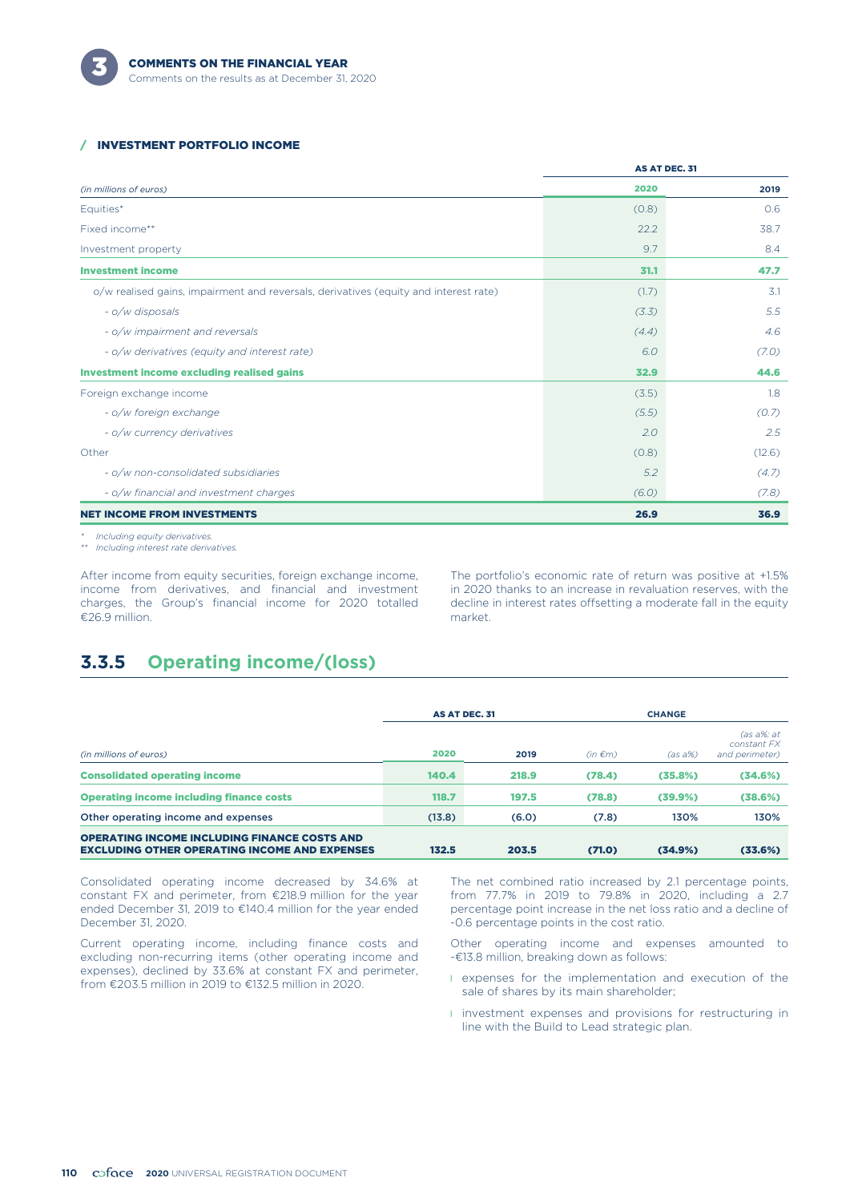### INVESTMENT PORTFOLIO INCOME

| (in millions of euros) | AS AT DEC. 31 2020 | 2019 |
|---|---|---|
| Equities* | (0.8) | 0.6 |
| Fixed income** | 22.2 | 38.7 |
| Investment property | 9.7 | 8.4 |
| **Investment income** | **31.1** | **47.7** |
| o/w realised gains, impairment and reversals, derivatives (equity and interest rate) | (1.7) | 3.1 |
| *- o/w disposals* | *(3.3)* | *5.5* |
| *- o/w impairment and reversals* | *(4.4)* | *4.6* |
| *- o/w derivatives (equity and interest rate)* | *6.0* | *(7.0)* |
| **Investment income excluding realised gains** | **32.9** | **44.6** |
| Foreign exchange income | (3.5) | 1.8 |
| *- o/w foreign exchange* | *(5.5)* | *(0.7)* |
| *- o/w currency derivatives* | *2.0* | *2.5* |
| Other | (0.8) | (12.6) |
| *- o/w non-consolidated subsidiaries* | *5.2* | *(4.7)* |
| *- o/w financial and investment charges* | *(6.0)* | *(7.8)* |
| **NET INCOME FROM INVESTMENTS** | **26.9** | **36.9** |

\* *Including equity derivatives.*
\*\* *Including interest rate derivatives.*

After income from equity securities, foreign exchange income, income from derivatives, and financial and investment charges, the Group's financial income for 2020 totalled €26.9 million.

The portfolio's economic rate of return was positive at +1.5% in 2020 thanks to an increase in revaluation reserves, with the decline in interest rates offsetting a moderate fall in the equity market.

## 3.3.5 Operating income/(loss)

| (in millions of euros) | AS AT DEC. 31 2020 | 2019 | CHANGE (in €m) | (as a%) | (as a%: at constant FX and perimeter) |
|---|---|---|---|---|---|
| **Consolidated operating income** | **140.4** | **218.9** | **(78.4)** | **(35.8%)** | **(34.6%)** |
| **Operating income including finance costs** | **118.7** | **197.5** | **(78.8)** | **(39.9%)** | **(38.6%)** |
| **Other operating income and expenses** | **(13.8)** | **(6.0)** | **(7.8)** | **130%** | **130%** |
| **OPERATING INCOME INCLUDING FINANCE COSTS AND EXCLUDING OTHER OPERATING INCOME AND EXPENSES** | **132.5** | **203.5** | **(71.0)** | **(34.9%)** | **(33.6%)** |

Consolidated operating income decreased by 34.6% at constant FX and perimeter, from €218.9 million for the year ended December 31, 2019 to €140.4 million for the year ended December 31, 2020.

Current operating income, including finance costs and excluding non-recurring items (other operating income and expenses), declined by 33.6% at constant FX and perimeter, from €203.5 million in 2019 to €132.5 million in 2020.

The net combined ratio increased by 2.1 percentage points, from 77.7% in 2019 to 79.8% in 2020, including a 2.7 percentage point increase in the net loss ratio and a decline of -0.6 percentage points in the cost ratio.

Other operating income and expenses amounted to -€13.8 million, breaking down as follows:

- expenses for the implementation and execution of the sale of shares by its main shareholder;
- investment expenses and provisions for restructuring in line with the Build to Lead strategic plan.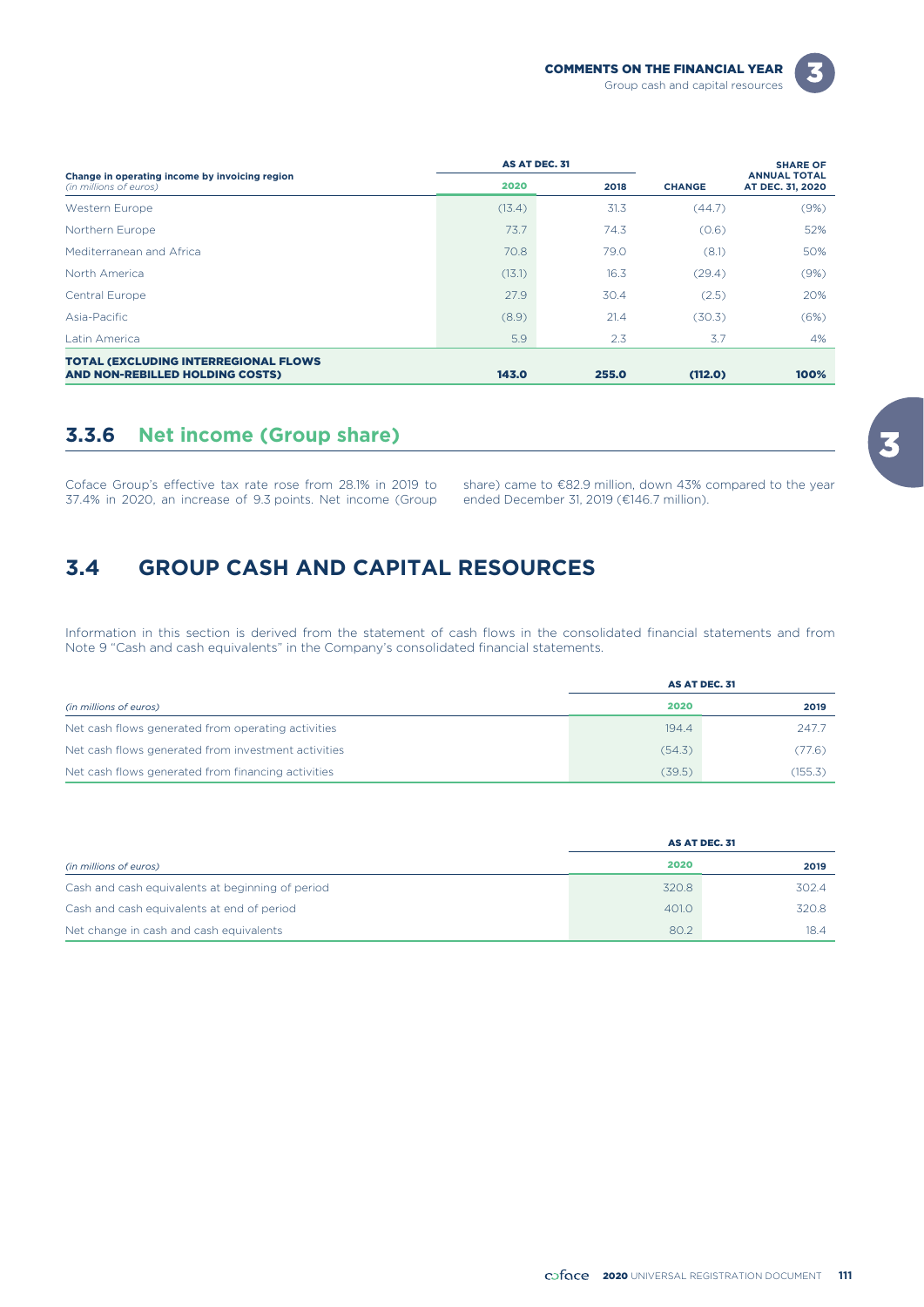| Change in operating income by invoicing region *(in millions of euros)* | AS AT DEC. 31 | | CHANGE | SHARE OF ANNUAL TOTAL AT DEC. 31, 2020 |
|---|---|---|---|---|
| | 2020 | 2018 | | |
| Western Europe | (13.4) | 31.3 | (44.7) | (9%) |
| Northern Europe | 73.7 | 74.3 | (0.6) | 52% |
| Mediterranean and Africa | 70.8 | 79.0 | (8.1) | 50% |
| North America | (13.1) | 16.3 | (29.4) | (9%) |
| Central Europe | 27.9 | 30.4 | (2.5) | 20% |
| Asia-Pacific | (8.9) | 21.4 | (30.3) | (6%) |
| Latin America | 5.9 | 2.3 | 3.7 | 4% |
| **TOTAL (EXCLUDING INTERREGIONAL FLOWS AND NON-REBILLED HOLDING COSTS)** | **143.0** | **255.0** | **(112.0)** | **100%** |

### 3.3.6 Net income (Group share)

Coface Group's effective tax rate rose from 28.1% in 2019 to 37.4% in 2020, an increase of 9.3 points. Net income (Group share) came to €82.9 million, down 43% compared to the year ended December 31, 2019 (€146.7 million).

## 3.4 GROUP CASH AND CAPITAL RESOURCES

Information in this section is derived from the statement of cash flows in the consolidated financial statements and from Note 9 "Cash and cash equivalents" in the Company's consolidated financial statements.

| *(in millions of euros)* | AS AT DEC. 31 | |
|---|---|---|
| | 2020 | 2019 |
| Net cash flows generated from operating activities | 194.4 | 247.7 |
| Net cash flows generated from investment activities | (54.3) | (77.6) |
| Net cash flows generated from financing activities | (39.5) | (155.3) |

| *(in millions of euros)* | AS AT DEC. 31 | |
|---|---|---|
| | 2020 | 2019 |
| Cash and cash equivalents at beginning of period | 320.8 | 302.4 |
| Cash and cash equivalents at end of period | 401.0 | 320.8 |
| Net change in cash and cash equivalents | 80.2 | 18.4 |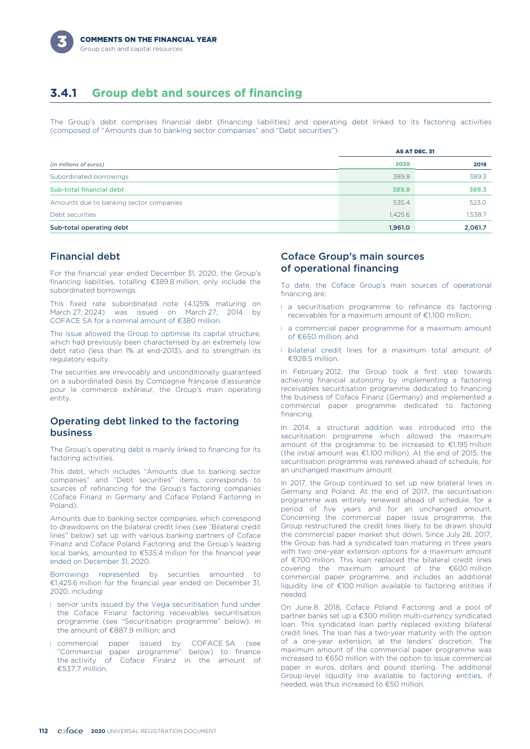## 3.4.1 Group debt and sources of financing

The Group's debt comprises financial debt (financing liabilities) and operating debt linked to its factoring activities (composed of "Amounts due to banking sector companies" and "Debt securities").

| *(in millions of euros)* | AS AT DEC. 31 | |
|---|---|---|
| | **2020** | **2019** |
| Subordinated borrowings | 389.8 | 389.3 |
| **Sub-total financial debt** | **389.8** | **389.3** |
| Amounts due to banking sector companies | 535.4 | 523.0 |
| Debt securities | 1,425.6 | 1,538.7 |
| **Sub-total operating debt** | **1,961.0** | **2,061.7** |

### Financial debt

For the financial year ended December 31, 2020, the Group's financing liabilities, totalling €389.8 million, only include the subordinated borrowings.

This fixed rate subordinated note (4.125% maturing on March 27, 2024) was issued on March 27, 2014 by COFACE SA for a nominal amount of €380 million.

The issue allowed the Group to optimise its capital structure, which had previously been characterised by an extremely low debt ratio (less than 1% at end-2013), and to strengthen its regulatory equity.

The securities are irrevocably and unconditionally guaranteed on a subordinated basis by Compagnie française d'assurance pour le commerce extérieur, the Group's main operating entity.

### Operating debt linked to the factoring business

The Group's operating debt is mainly linked to financing for its factoring activities.

This debt, which includes "Amounts due to banking sector companies" and "Debt securities" items, corresponds to sources of refinancing for the Group's factoring companies (Coface Finanz in Germany and Coface Poland Factoring in Poland).

Amounts due to banking sector companies, which correspond to drawdowns on the bilateral credit lines (see "Bilateral credit lines" below) set up with various banking partners of Coface Finanz and Coface Poland Factoring and the Group's leading local banks, amounted to €535.4 million for the financial year ended on December 31, 2020.

Borrowings represented by securities amounted to €1,425.6 million for the financial year ended on December 31, 2020, including:

- senior units issued by the Vega securitisation fund under the Coface Finanz factoring receivables securitisation programme (see "Securitisation programme" below), in the amount of €887.9 million; and
- commercial paper issued by COFACE SA (see "Commercial paper programme" below) to finance the activity of Coface Finanz in the amount of €537.7 million.

### Coface Group's main sources of operational financing

To date, the Coface Group's main sources of operational financing are:

- a securitisation programme to refinance its factoring receivables for a maximum amount of €1,100 million;
- a commercial paper programme for a maximum amount of €650 million; and
- bilateral credit lines for a maximum total amount of €928.5 million.

In February 2012, the Group took a first step towards achieving financial autonomy by implementing a factoring receivables securitisation programme dedicated to financing the business of Coface Finanz (Germany) and implemented a commercial paper programme dedicated to factoring financing.

In 2014, a structural addition was introduced into the securitisation programme which allowed the maximum amount of the programme to be increased to €1,195 million (the initial amount was €1,100 million). At the end of 2015, the securitisation programme was renewed ahead of schedule, for an unchanged maximum amount.

In 2017, the Group continued to set up new bilateral lines in Germany and Poland. At the end of 2017, the securitisation programme was entirely renewed ahead of schedule, for a period of five years and for an unchanged amount. Concerning the commercial paper issue programme, the Group restructured the credit lines likely to be drawn should the commercial paper market shut down. Since July 28, 2017, the Group has had a syndicated loan maturing in three years with two one-year extension options for a maximum amount of €700 million. This loan replaced the bilateral credit lines covering the maximum amount of the €600 million commercial paper programme, and includes an additional liquidity line of €100 million available to factoring entities if needed.

On June 8, 2018, Coface Poland Factoring and a pool of partner banks set up a €300 million multi-currency syndicated loan. This syndicated loan partly replaced existing bilateral credit lines. The loan has a two-year maturity with the option of a one-year extension, at the lenders' discretion. The maximum amount of the commercial paper programme was increased to €650 million with the option to issue commercial paper in euros, dollars and pound sterling. The additional Group-level liquidity line available to factoring entities, if needed, was thus increased to €50 million.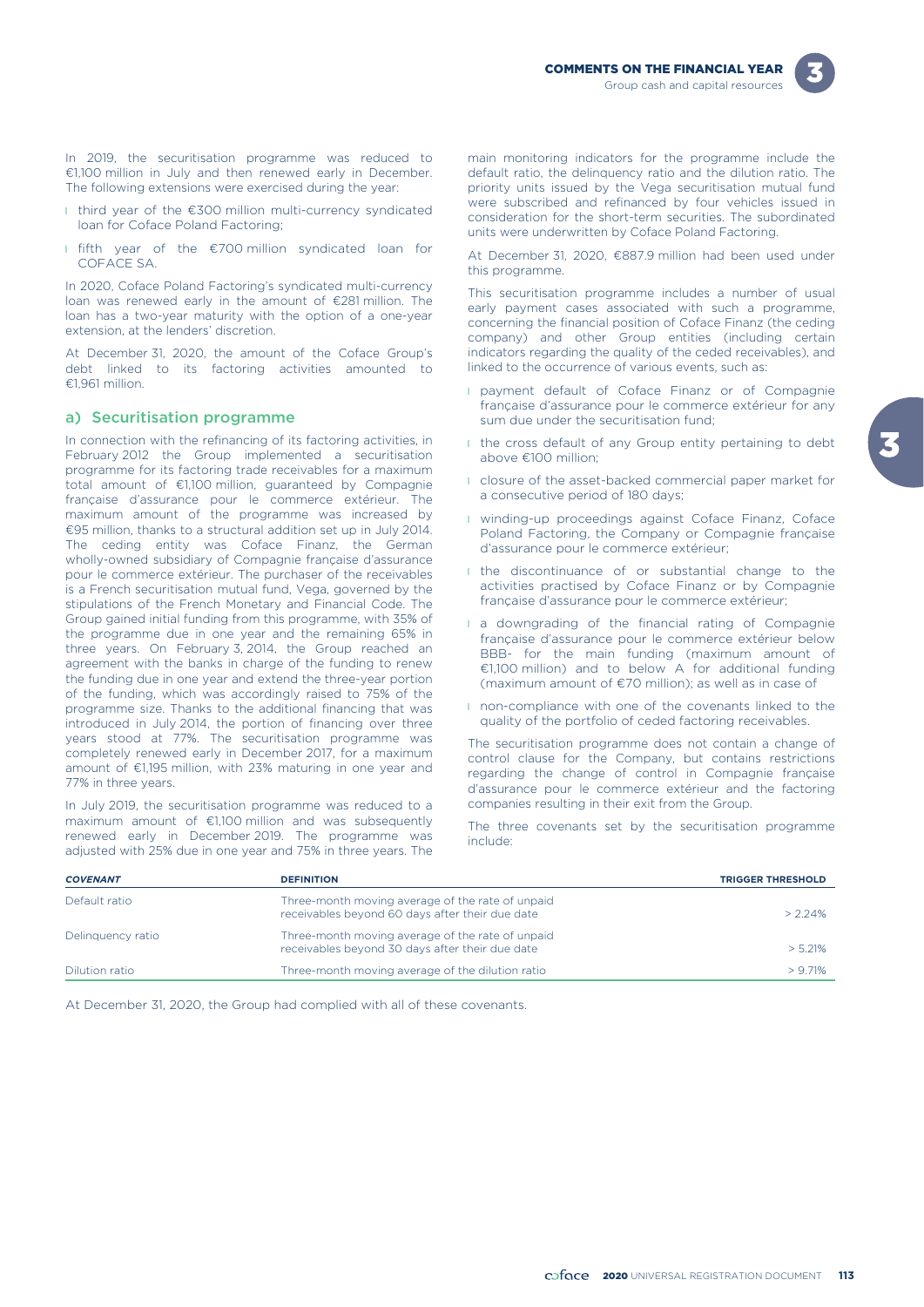In 2019, the securitisation programme was reduced to €1,100 million in July and then renewed early in December. The following extensions were exercised during the year:

- third year of the €300 million multi-currency syndicated loan for Coface Poland Factoring;
- fifth year of the €700 million syndicated loan for COFACE SA.

In 2020, Coface Poland Factoring's syndicated multi-currency loan was renewed early in the amount of €281 million. The loan has a two-year maturity with the option of a one-year extension, at the lenders' discretion.

At December 31, 2020, the amount of the Coface Group's debt linked to its factoring activities amounted to €1,961 million.

## a) Securitisation programme

In connection with the refinancing of its factoring activities, in February 2012 the Group implemented a securitisation programme for its factoring trade receivables for a maximum total amount of €1,100 million, guaranteed by Compagnie française d'assurance pour le commerce extérieur. The maximum amount of the programme was increased by €95 million, thanks to a structural addition set up in July 2014. The ceding entity was Coface Finanz, the German wholly-owned subsidiary of Compagnie française d'assurance pour le commerce extérieur. The purchaser of the receivables is a French securitisation mutual fund, Vega, governed by the stipulations of the French Monetary and Financial Code. The Group gained initial funding from this programme, with 35% of the programme due in one year and the remaining 65% in three years. On February 3, 2014, the Group reached an agreement with the banks in charge of the funding to renew the funding due in one year and extend the three-year portion of the funding, which was accordingly raised to 75% of the programme size. Thanks to the additional financing that was introduced in July 2014, the portion of financing over three years stood at 77%. The securitisation programme was completely renewed early in December 2017, for a maximum amount of €1,195 million, with 23% maturing in one year and 77% in three years.

In July 2019, the securitisation programme was reduced to a maximum amount of €1,100 million and was subsequently renewed early in December 2019. The programme was adjusted with 25% due in one year and 75% in three years. The main monitoring indicators for the programme include the default ratio, the delinquency ratio and the dilution ratio. The priority units issued by the Vega securitisation mutual fund were subscribed and refinanced by four vehicles issued in consideration for the short-term securities. The subordinated units were underwritten by Coface Poland Factoring.

At December 31, 2020, €887.9 million had been used under this programme.

This securitisation programme includes a number of usual early payment cases associated with such a programme, concerning the financial position of Coface Finanz (the ceding company) and other Group entities (including certain indicators regarding the quality of the ceded receivables), and linked to the occurrence of various events, such as:

- payment default of Coface Finanz or of Compagnie française d'assurance pour le commerce extérieur for any sum due under the securitisation fund;
- the cross default of any Group entity pertaining to debt above €100 million;
- closure of the asset-backed commercial paper market for a consecutive period of 180 days;
- winding-up proceedings against Coface Finanz, Coface Poland Factoring, the Company or Compagnie française d'assurance pour le commerce extérieur;
- the discontinuance of or substantial change to the activities practised by Coface Finanz or by Compagnie française d'assurance pour le commerce extérieur;
- a downgrading of the financial rating of Compagnie française d'assurance pour le commerce extérieur below BBB- for the main funding (maximum amount of €1,100 million) and to below A for additional funding (maximum amount of €70 million); as well as in case of
- non-compliance with one of the covenants linked to the quality of the portfolio of ceded factoring receivables.

The securitisation programme does not contain a change of control clause for the Company, but contains restrictions regarding the change of control in Compagnie française d'assurance pour le commerce extérieur and the factoring companies resulting in their exit from the Group.

The three covenants set by the securitisation programme include:

| *COVENANT* | DEFINITION | TRIGGER THRESHOLD |
|---|---|---|
| Default ratio | Three-month moving average of the rate of unpaid receivables beyond 60 days after their due date | > 2.24% |
| Delinquency ratio | Three-month moving average of the rate of unpaid receivables beyond 30 days after their due date | > 5.21% |
| Dilution ratio | Three-month moving average of the dilution ratio | > 9.71% |

At December 31, 2020, the Group had complied with all of these covenants.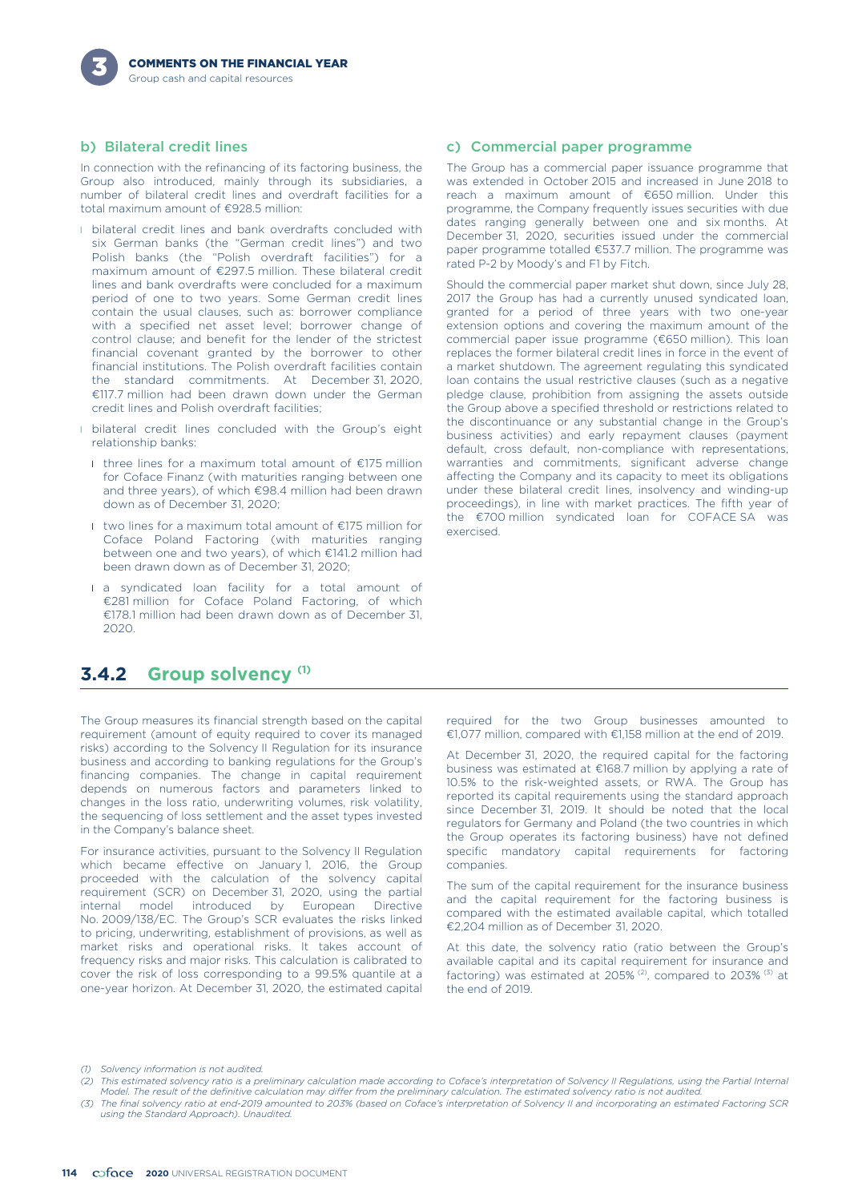### b) Bilateral credit lines

In connection with the refinancing of its factoring business, the Group also introduced, mainly through its subsidiaries, a number of bilateral credit lines and overdraft facilities for a total maximum amount of €928.5 million:

- bilateral credit lines and bank overdrafts concluded with six German banks (the "German credit lines") and two Polish banks (the "Polish overdraft facilities") for a maximum amount of €297.5 million. These bilateral credit lines and bank overdrafts were concluded for a maximum period of one to two years. Some German credit lines contain the usual clauses, such as: borrower compliance with a specified net asset level; borrower change of control clause; and benefit for the lender of the strictest financial covenant granted by the borrower to other financial institutions. The Polish overdraft facilities contain the standard commitments. At December 31, 2020, €117.7 million had been drawn down under the German credit lines and Polish overdraft facilities;
- bilateral credit lines concluded with the Group's eight relationship banks:
  - three lines for a maximum total amount of €175 million for Coface Finanz (with maturities ranging between one and three years), of which €98.4 million had been drawn down as of December 31, 2020;
  - two lines for a maximum total amount of €175 million for Coface Poland Factoring (with maturities ranging between one and two years), of which €141.2 million had been drawn down as of December 31, 2020;
  - a syndicated loan facility for a total amount of €281 million for Coface Poland Factoring, of which €178.1 million had been drawn down as of December 31, 2020.

### c) Commercial paper programme

The Group has a commercial paper issuance programme that was extended in October 2015 and increased in June 2018 to reach a maximum amount of €650 million. Under this programme, the Company frequently issues securities with due dates ranging generally between one and six months. At December 31, 2020, securities issued under the commercial paper programme totalled €537.7 million. The programme was rated P-2 by Moody's and F1 by Fitch.

Should the commercial paper market shut down, since July 28, 2017 the Group has had a currently unused syndicated loan, granted for a period of three years with two one-year extension options and covering the maximum amount of the commercial paper issue programme (€650 million). This loan replaces the former bilateral credit lines in force in the event of a market shutdown. The agreement regulating this syndicated loan contains the usual restrictive clauses (such as a negative pledge clause, prohibition from assigning the assets outside the Group above a specified threshold or restrictions related to the discontinuance or any substantial change in the Group's business activities) and early repayment clauses (payment default, cross default, non-compliance with representations, warranties and commitments, significant adverse change affecting the Company and its capacity to meet its obligations under these bilateral credit lines, insolvency and winding-up proceedings), in line with market practices. The fifth year of the €700 million syndicated loan for COFACE SA was exercised.

## 3.4.2 Group solvency (1)

The Group measures its financial strength based on the capital requirement (amount of equity required to cover its managed risks) according to the Solvency II Regulation for its insurance business and according to banking regulations for the Group's financing companies. The change in capital requirement depends on numerous factors and parameters linked to changes in the loss ratio, underwriting volumes, risk volatility, the sequencing of loss settlement and the asset types invested in the Company's balance sheet.

For insurance activities, pursuant to the Solvency II Regulation which became effective on January 1, 2016, the Group proceeded with the calculation of the solvency capital requirement (SCR) on December 31, 2020, using the partial internal model introduced by European Directive No. 2009/138/EC. The Group's SCR evaluates the risks linked to pricing, underwriting, establishment of provisions, as well as market risks and operational risks. It takes account of frequency risks and major risks. This calculation is calibrated to cover the risk of loss corresponding to a 99.5% quantile at a one-year horizon. At December 31, 2020, the estimated capital required for the two Group businesses amounted to €1,077 million, compared with €1,158 million at the end of 2019.

At December 31, 2020, the required capital for the factoring business was estimated at €168.7 million by applying a rate of 10.5% to the risk-weighted assets, or RWA. The Group has reported its capital requirements using the standard approach since December 31, 2019. It should be noted that the local regulators for Germany and Poland (the two countries in which the Group operates its factoring business) have not defined specific mandatory capital requirements for factoring companies.

The sum of the capital requirement for the insurance business and the capital requirement for the factoring business is compared with the estimated available capital, which totalled €2,204 million as of December 31, 2020.

At this date, the solvency ratio (ratio between the Group's available capital and its capital requirement for insurance and factoring) was estimated at 205% (2), compared to 203% (3) at the end of 2019.

*(1) Solvency information is not audited.*

*(2) This estimated solvency ratio is a preliminary calculation made according to Coface's interpretation of Solvency II Regulations, using the Partial Internal Model. The result of the definitive calculation may differ from the preliminary calculation. The estimated solvency ratio is not audited.*

*(3) The final solvency ratio at end-2019 amounted to 203% (based on Coface's interpretation of Solvency II and incorporating an estimated Factoring SCR using the Standard Approach). Unaudited.*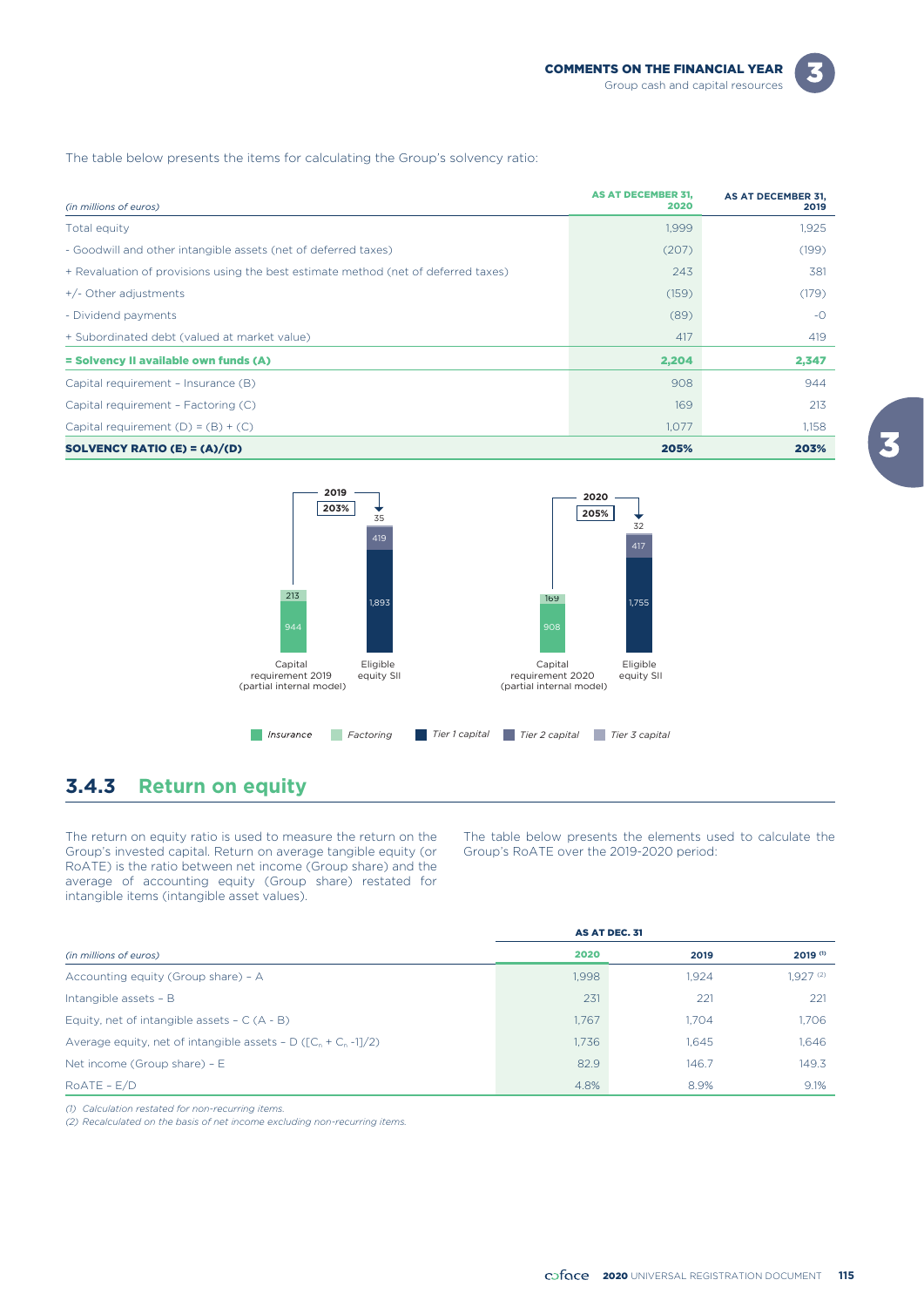The table below presents the items for calculating the Group's solvency ratio:

| *(in millions of euros)* | AS AT DECEMBER 31, 2020 | AS AT DECEMBER 31, 2019 |
|---|---|---|
| Total equity | 1,999 | 1,925 |
| - Goodwill and other intangible assets (net of deferred taxes) | (207) | (199) |
| + Revaluation of provisions using the best estimate method (net of deferred taxes) | 243 | 381 |
| +/- Other adjustments | (159) | (179) |
| - Dividend payments | (89) | -0 |
| + Subordinated debt (valued at market value) | 417 | 419 |
| **= Solvency II available own funds (A)** | **2,204** | **2,347** |
| Capital requirement – Insurance (B) | 908 | 944 |
| Capital requirement – Factoring (C) | 169 | 213 |
| Capital requirement (D) = (B) + (C) | 1,077 | 1,158 |
| **SOLVENCY RATIO (E) = (A)/(D)** | **205%** | **203%** |

| | Capital requirement 2019 (partial internal model) | Eligible equity SII | Capital requirement 2020 (partial internal model) | Eligible equity SII |
|---|---|---|---|---|
| Solvency ratio | 203% | | 205% | |
| Insurance | 944 | | 908 | |
| Factoring | 213 | | 169 | |
| Tier 1 capital | | 1,893 | | 1,755 |
| Tier 2 capital | | 419 | | 417 |
| Tier 3 capital | | 35 | | 32 |

## 3.4.3 Return on equity

The return on equity ratio is used to measure the return on the Group's invested capital. Return on average tangible equity (or RoATE) is the ratio between net income (Group share) and the average of accounting equity (Group share) restated for intangible items (intangible asset values).

The table below presents the elements used to calculate the Group's RoATE over the 2019-2020 period:

| | AS AT DEC. 31 | | |
|---|---|---|---|
| *(in millions of euros)* | 2020 | 2019 | 2019 [(1)] |
| Accounting equity (Group share) – A | 1,998 | 1,924 | 1,927 [(2)] |
| Intangible assets – B | 231 | 221 | 221 |
| Equity, net of intangible assets – C (A - B) | 1,767 | 1,704 | 1,706 |
| Average equity, net of intangible assets – D ($[C_n + C_{n-1}]/2$) | 1,736 | 1,645 | 1,646 |
| Net income (Group share) – E | 82.9 | 146.7 | 149.3 |
| RoATE – E/D | 4.8% | 8.9% | 9.1% |

*(1) Calculation restated for non-recurring items.*
*(2) Recalculated on the basis of net income excluding non-recurring items.*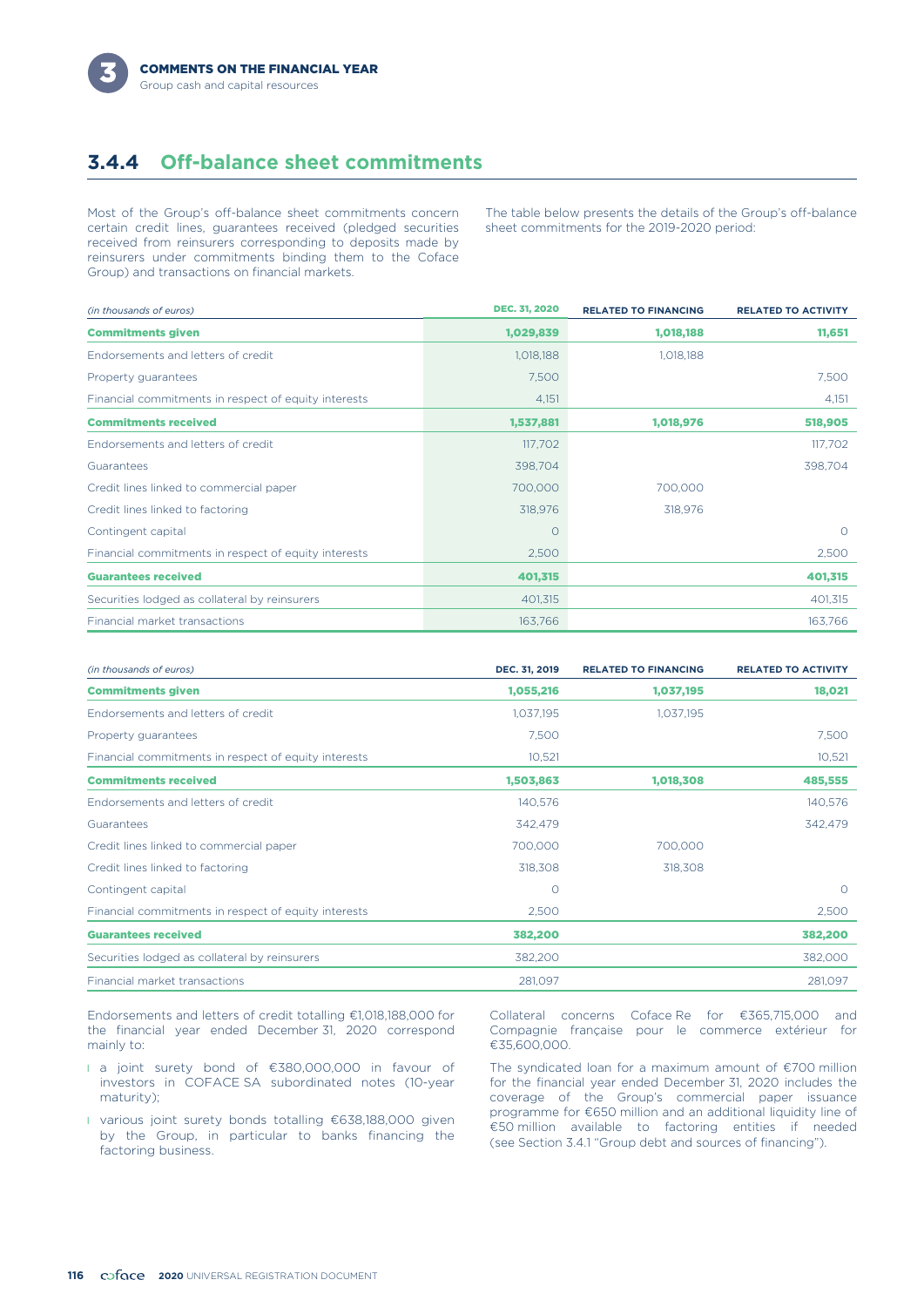### 3.4.4 Off-balance sheet commitments

Most of the Group's off-balance sheet commitments concern certain credit lines, guarantees received (pledged securities received from reinsurers corresponding to deposits made by reinsurers under commitments binding them to the Coface Group) and transactions on financial markets.

The table below presents the details of the Group's off-balance sheet commitments for the 2019-2020 period:

| *(in thousands of euros)* | DEC. 31, 2020 | RELATED TO FINANCING | RELATED TO ACTIVITY |
|---|---|---|---|
| **Commitments given** | **1,029,839** | **1,018,188** | **11,651** |
| Endorsements and letters of credit | 1,018,188 | 1,018,188 | |
| Property guarantees | 7,500 | | 7,500 |
| Financial commitments in respect of equity interests | 4,151 | | 4,151 |
| **Commitments received** | **1,537,881** | **1,018,976** | **518,905** |
| Endorsements and letters of credit | 117,702 | | 117,702 |
| Guarantees | 398,704 | | 398,704 |
| Credit lines linked to commercial paper | 700,000 | 700,000 | |
| Credit lines linked to factoring | 318,976 | 318,976 | |
| Contingent capital | 0 | | 0 |
| Financial commitments in respect of equity interests | 2,500 | | 2,500 |
| **Guarantees received** | **401,315** | | **401,315** |
| Securities lodged as collateral by reinsurers | 401,315 | | 401,315 |
| Financial market transactions | 163,766 | | 163,766 |

| *(in thousands of euros)* | DEC. 31, 2019 | RELATED TO FINANCING | RELATED TO ACTIVITY |
|---|---|---|---|
| **Commitments given** | **1,055,216** | **1,037,195** | **18,021** |
| Endorsements and letters of credit | 1,037,195 | 1,037,195 | |
| Property guarantees | 7,500 | | 7,500 |
| Financial commitments in respect of equity interests | 10,521 | | 10,521 |
| **Commitments received** | **1,503,863** | **1,018,308** | **485,555** |
| Endorsements and letters of credit | 140,576 | | 140,576 |
| Guarantees | 342,479 | | 342,479 |
| Credit lines linked to commercial paper | 700,000 | 700,000 | |
| Credit lines linked to factoring | 318,308 | 318,308 | |
| Contingent capital | 0 | | 0 |
| Financial commitments in respect of equity interests | 2,500 | | 2,500 |
| **Guarantees received** | **382,200** | | **382,200** |
| Securities lodged as collateral by reinsurers | 382,200 | | 382,000 |
| Financial market transactions | 281,097 | | 281,097 |

Endorsements and letters of credit totalling €1,018,188,000 for the financial year ended December 31, 2020 correspond mainly to:

- a joint surety bond of €380,000,000 in favour of investors in COFACE SA subordinated notes (10-year maturity);
- various joint surety bonds totalling €638,188,000 given by the Group, in particular to banks financing the factoring business.

Collateral concerns Coface Re for €365,715,000 and Compagnie française pour le commerce extérieur for €35,600,000.

The syndicated loan for a maximum amount of €700 million for the financial year ended December 31, 2020 includes the coverage of the Group's commercial paper issuance programme for €650 million and an additional liquidity line of €50 million available to factoring entities if needed (see Section 3.4.1 "Group debt and sources of financing").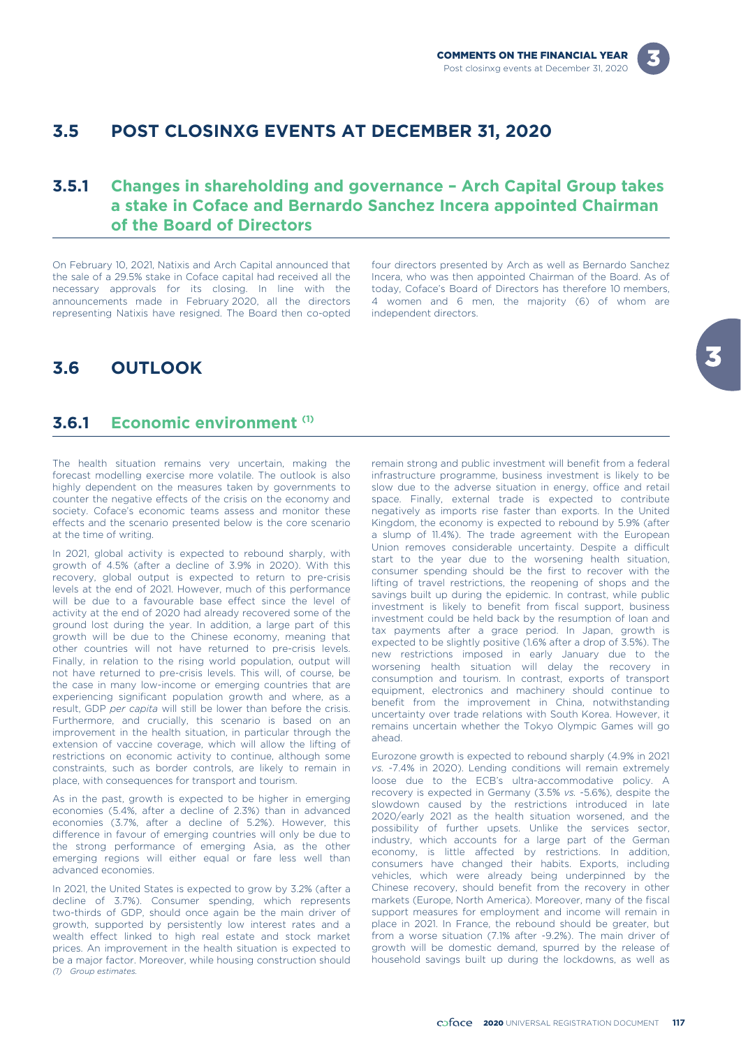## 3.5 POST CLOSINXG EVENTS AT DECEMBER 31, 2020

### 3.5.1 Changes in shareholding and governance – Arch Capital Group takes a stake in Coface and Bernardo Sanchez Incera appointed Chairman of the Board of Directors

On February 10, 2021, Natixis and Arch Capital announced that the sale of a 29.5% stake in Coface capital had received all the necessary approvals for its closing. In line with the announcements made in February 2020, all the directors representing Natixis have resigned. The Board then co-opted four directors presented by Arch as well as Bernardo Sanchez Incera, who was then appointed Chairman of the Board. As of today, Coface's Board of Directors has therefore 10 members, 4 women and 6 men, the majority (6) of whom are independent directors.

## 3.6 OUTLOOK

### 3.6.1 Economic environment [1]

The health situation remains very uncertain, making the forecast modelling exercise more volatile. The outlook is also highly dependent on the measures taken by governments to counter the negative effects of the crisis on the economy and society. Coface's economic teams assess and monitor these effects and the scenario presented below is the core scenario at the time of writing.

In 2021, global activity is expected to rebound sharply, with growth of 4.5% (after a decline of 3.9% in 2020). With this recovery, global output is expected to return to pre-crisis levels at the end of 2021. However, much of this performance will be due to a favourable base effect since the level of activity at the end of 2020 had already recovered some of the ground lost during the year. In addition, a large part of this growth will be due to the Chinese economy, meaning that other countries will not have returned to pre-crisis levels. Finally, in relation to the rising world population, output will not have returned to pre-crisis levels. This will, of course, be the case in many low-income or emerging countries that are experiencing significant population growth and where, as a result, GDP *per capita* will still be lower than before the crisis. Furthermore, and crucially, this scenario is based on an improvement in the health situation, in particular through the extension of vaccine coverage, which will allow the lifting of restrictions on economic activity to continue, although some constraints, such as border controls, are likely to remain in place, with consequences for transport and tourism.

As in the past, growth is expected to be higher in emerging economies (5.4%, after a decline of 2.3%) than in advanced economies (3.7%, after a decline of 5.2%). However, this difference in favour of emerging countries will only be due to the strong performance of emerging Asia, as the other emerging regions will either equal or fare less well than advanced economies.

In 2021, the United States is expected to grow by 3.2% (after a decline of 3.7%). Consumer spending, which represents two-thirds of GDP, should once again be the main driver of growth, supported by persistently low interest rates and a wealth effect linked to high real estate and stock market prices. An improvement in the health situation is expected to be a major factor. Moreover, while housing construction should remain strong and public investment will benefit from a federal infrastructure programme, business investment is likely to be slow due to the adverse situation in energy, office and retail space. Finally, external trade is expected to contribute negatively as imports rise faster than exports. In the United Kingdom, the economy is expected to rebound by 5.9% (after a slump of 11.4%). The trade agreement with the European Union removes considerable uncertainty. Despite a difficult start to the year due to the worsening health situation, consumer spending should be the first to recover with the lifting of travel restrictions, the reopening of shops and the savings built up during the epidemic. In contrast, while public investment is likely to benefit from fiscal support, business investment could be held back by the resumption of loan and tax payments after a grace period. In Japan, growth is expected to be slightly positive (1.6% after a drop of 3.5%). The new restrictions imposed in early January due to the worsening health situation will delay the recovery in consumption and tourism. In contrast, exports of transport equipment, electronics and machinery should continue to benefit from the improvement in China, notwithstanding uncertainty over trade relations with South Korea. However, it remains uncertain whether the Tokyo Olympic Games will go ahead.

Eurozone growth is expected to rebound sharply (4.9% in 2021 *vs.* -7.4% in 2020). Lending conditions will remain extremely loose due to the ECB's ultra-accommodative policy. A recovery is expected in Germany (3.5% *vs.* -5.6%), despite the slowdown caused by the restrictions introduced in late 2020/early 2021 as the health situation worsened, and the possibility of further upsets. Unlike the services sector, industry, which accounts for a large part of the German economy, is little affected by restrictions. In addition, consumers have changed their habits. Exports, including vehicles, which were already being underpinned by the Chinese recovery, should benefit from the recovery in other markets (Europe, North America). Moreover, many of the fiscal support measures for employment and income will remain in place in 2021. In France, the rebound should be greater, but from a worse situation (7.1% after -9.2%). The main driver of growth will be domestic demand, spurred by the release of household savings built up during the lockdowns, as well as

(1) Group estimates.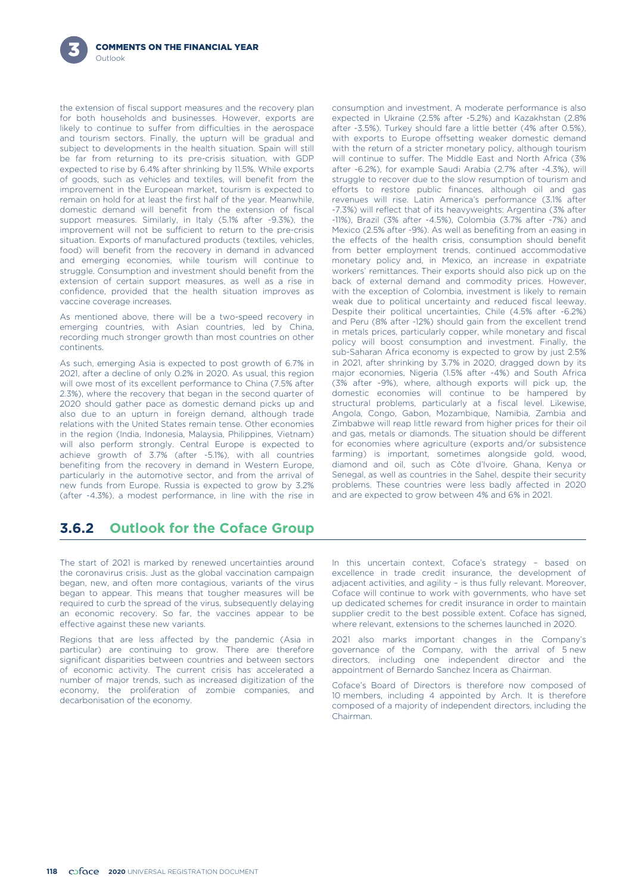the extension of fiscal support measures and the recovery plan for both households and businesses. However, exports are likely to continue to suffer from difficulties in the aerospace and tourism sectors. Finally, the upturn will be gradual and subject to developments in the health situation. Spain will still be far from returning to its pre-crisis situation, with GDP expected to rise by 6.4% after shrinking by 11.5%. While exports of goods, such as vehicles and textiles, will benefit from the improvement in the European market, tourism is expected to remain on hold for at least the first half of the year. Meanwhile, domestic demand will benefit from the extension of fiscal support measures. Similarly, in Italy (5.1% after -9.3%), the improvement will not be sufficient to return to the pre-crisis situation. Exports of manufactured products (textiles, vehicles, food) will benefit from the recovery in demand in advanced and emerging economies, while tourism will continue to struggle. Consumption and investment should benefit from the extension of certain support measures, as well as a rise in confidence, provided that the health situation improves as vaccine coverage increases.

As mentioned above, there will be a two-speed recovery in emerging countries, with Asian countries, led by China, recording much stronger growth than most countries on other continents.

As such, emerging Asia is expected to post growth of 6.7% in 2021, after a decline of only 0.2% in 2020. As usual, this region will owe most of its excellent performance to China (7.5% after 2.3%), where the recovery that began in the second quarter of 2020 should gather pace as domestic demand picks up and also due to an upturn in foreign demand, although trade relations with the United States remain tense. Other economies in the region (India, Indonesia, Malaysia, Philippines, Vietnam) will also perform strongly. Central Europe is expected to achieve growth of 3.7% (after -5.1%), with all countries benefiting from the recovery in demand in Western Europe, particularly in the automotive sector, and from the arrival of new funds from Europe. Russia is expected to grow by 3.2% (after -4.3%), a modest performance, in line with the rise in consumption and investment. A moderate performance is also expected in Ukraine (2.5% after -5.2%) and Kazakhstan (2.8% after -3.5%). Turkey should fare a little better (4% after 0.5%), with exports to Europe offsetting weaker domestic demand with the return of a stricter monetary policy, although tourism will continue to suffer. The Middle East and North Africa (3% after -6.2%), for example Saudi Arabia (2.7% after -4.3%), will struggle to recover due to the slow resumption of tourism and efforts to restore public finances, although oil and gas revenues will rise. Latin America's performance (3.1% after -7.3%) will reflect that of its heavyweights: Argentina (3% after -11%), Brazil (3% after -4.5%), Colombia (3.7% after -7%) and Mexico (2.5% after -9%). As well as benefiting from an easing in the effects of the health crisis, consumption should benefit from better employment trends, continued accommodative monetary policy and, in Mexico, an increase in expatriate workers' remittances. Their exports should also pick up on the back of external demand and commodity prices. However, with the exception of Colombia, investment is likely to remain weak due to political uncertainty and reduced fiscal leeway. Despite their political uncertainties, Chile (4.5% after -6.2%) and Peru (8% after -12%) should gain from the excellent trend in metals prices, particularly copper, while monetary and fiscal policy will boost consumption and investment. Finally, the sub-Saharan Africa economy is expected to grow by just 2.5% in 2021, after shrinking by 3.7% in 2020, dragged down by its major economies, Nigeria (1.5% after -4%) and South Africa (3% after -9%), where, although exports will pick up, the domestic economies will continue to be hampered by structural problems, particularly at a fiscal level. Likewise, Angola, Congo, Gabon, Mozambique, Namibia, Zambia and Zimbabwe will reap little reward from higher prices for their oil and gas, metals or diamonds. The situation should be different for economies where agriculture (exports and/or subsistence farming) is important, sometimes alongside gold, wood, diamond and oil, such as Côte d'Ivoire, Ghana, Kenya or Senegal, as well as countries in the Sahel, despite their security problems. These countries were less badly affected in 2020 and are expected to grow between 4% and 6% in 2021.

## 3.6.2 Outlook for the Coface Group

The start of 2021 is marked by renewed uncertainties around the coronavirus crisis. Just as the global vaccination campaign began, new, and often more contagious, variants of the virus began to appear. This means that tougher measures will be required to curb the spread of the virus, subsequently delaying an economic recovery. So far, the vaccines appear to be effective against these new variants.

Regions that are less affected by the pandemic (Asia in particular) are continuing to grow. There are therefore significant disparities between countries and between sectors of economic activity. The current crisis has accelerated a number of major trends, such as increased digitization of the economy, the proliferation of zombie companies, and decarbonisation of the economy.

In this uncertain context, Coface's strategy – based on excellence in trade credit insurance, the development of adjacent activities, and agility – is thus fully relevant. Moreover, Coface will continue to work with governments, who have set up dedicated schemes for credit insurance in order to maintain supplier credit to the best possible extent. Coface has signed, where relevant, extensions to the schemes launched in 2020.

2021 also marks important changes in the Company's governance of the Company, with the arrival of 5 new directors, including one independent director and the appointment of Bernardo Sanchez Incera as Chairman.

Coface's Board of Directors is therefore now composed of 10 members, including 4 appointed by Arch. It is therefore composed of a majority of independent directors, including the Chairman.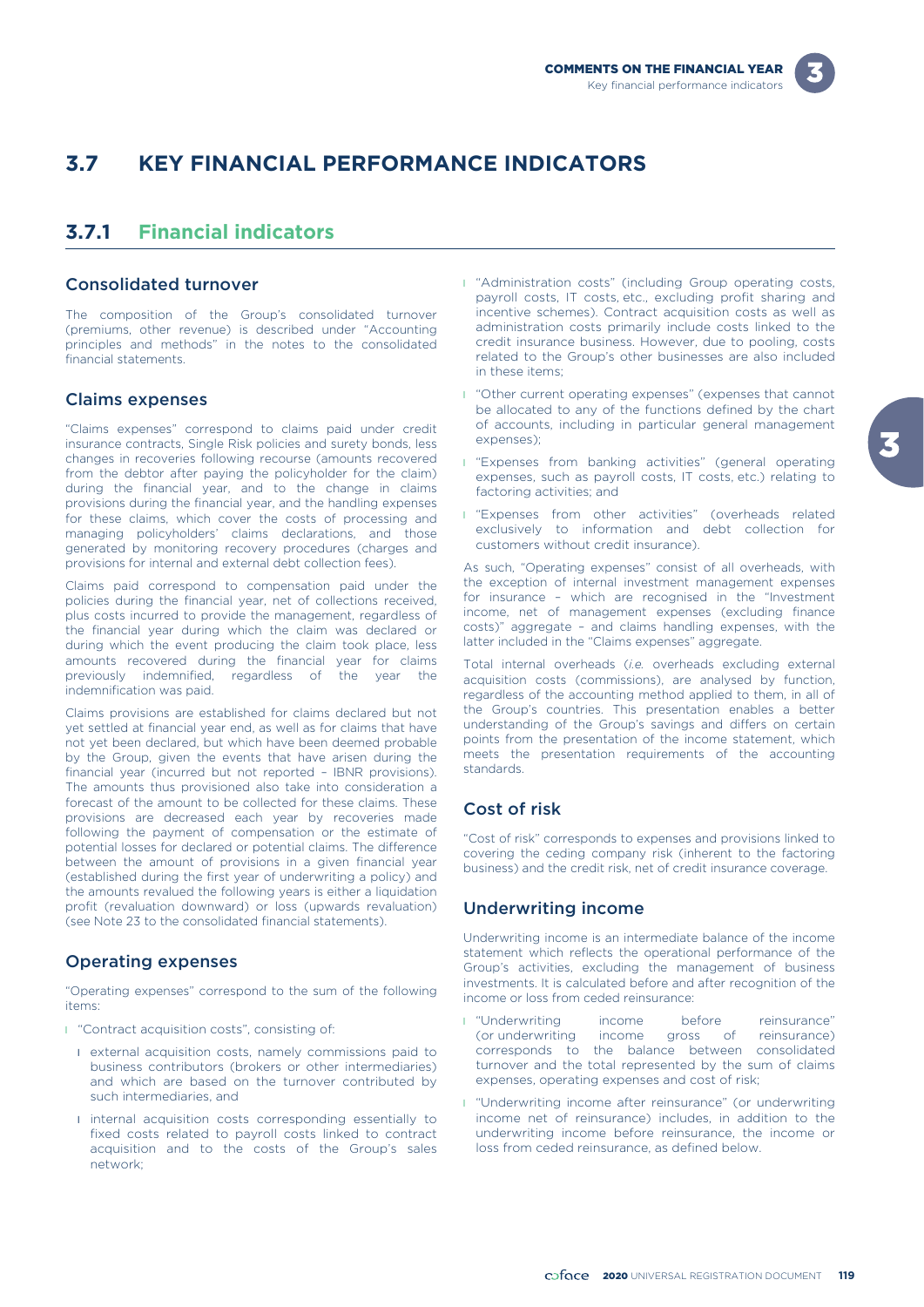## 3.7 KEY FINANCIAL PERFORMANCE INDICATORS

### 3.7.1 Financial indicators

#### Consolidated turnover

The composition of the Group's consolidated turnover (premiums, other revenue) is described under "Accounting principles and methods" in the notes to the consolidated financial statements.

#### Claims expenses

"Claims expenses" correspond to claims paid under credit insurance contracts, Single Risk policies and surety bonds, less changes in recoveries following recourse (amounts recovered from the debtor after paying the policyholder for the claim) during the financial year, and to the change in claims provisions during the financial year, and the handling expenses for these claims, which cover the costs of processing and managing policyholders' claims declarations, and those generated by monitoring recovery procedures (charges and provisions for internal and external debt collection fees).

Claims paid correspond to compensation paid under the policies during the financial year, net of collections received, plus costs incurred to provide the management, regardless of the financial year during which the claim was declared or during which the event producing the claim took place, less amounts recovered during the financial year for claims previously indemnified, regardless of the year the indemnification was paid.

Claims provisions are established for claims declared but not yet settled at financial year end, as well as for claims that have not yet been declared, but which have been deemed probable by the Group, given the events that have arisen during the financial year (incurred but not reported – IBNR provisions). The amounts thus provisioned also take into consideration a forecast of the amount to be collected for these claims. These provisions are decreased each year by recoveries made following the payment of compensation or the estimate of potential losses for declared or potential claims. The difference between the amount of provisions in a given financial year (established during the first year of underwriting a policy) and the amounts revalued the following years is either a liquidation profit (revaluation downward) or loss (upwards revaluation) (see Note 23 to the consolidated financial statements).

#### Operating expenses

"Operating expenses" correspond to the sum of the following items:

- "Contract acquisition costs", consisting of:
  - external acquisition costs, namely commissions paid to business contributors (brokers or other intermediaries) and which are based on the turnover contributed by such intermediaries, and
  - internal acquisition costs corresponding essentially to fixed costs related to payroll costs linked to contract acquisition and to the costs of the Group's sales network;
- "Administration costs" (including Group operating costs, payroll costs, IT costs, etc., excluding profit sharing and incentive schemes). Contract acquisition costs as well as administration costs primarily include costs linked to the credit insurance business. However, due to pooling, costs related to the Group's other businesses are also included in these items;
- "Other current operating expenses" (expenses that cannot be allocated to any of the functions defined by the chart of accounts, including in particular general management expenses);
- "Expenses from banking activities" (general operating expenses, such as payroll costs, IT costs, etc.) relating to factoring activities; and
- "Expenses from other activities" (overheads related exclusively to information and debt collection for customers without credit insurance).

As such, "Operating expenses" consist of all overheads, with the exception of internal investment management expenses for insurance – which are recognised in the "Investment income, net of management expenses (excluding finance costs)" aggregate – and claims handling expenses, with the latter included in the "Claims expenses" aggregate.

Total internal overheads (*i.e.* overheads excluding external acquisition costs (commissions), are analysed by function, regardless of the accounting method applied to them, in all of the Group's countries. This presentation enables a better understanding of the Group's savings and differs on certain points from the presentation of the income statement, which meets the presentation requirements of the accounting standards.

#### Cost of risk

"Cost of risk" corresponds to expenses and provisions linked to covering the ceding company risk (inherent to the factoring business) and the credit risk, net of credit insurance coverage.

#### Underwriting income

Underwriting income is an intermediate balance of the income statement which reflects the operational performance of the Group's activities, excluding the management of business investments. It is calculated before and after recognition of the income or loss from ceded reinsurance:

- "Underwriting income before reinsurance" (or underwriting income gross of reinsurance) corresponds to the balance between consolidated turnover and the total represented by the sum of claims expenses, operating expenses and cost of risk;
- "Underwriting income after reinsurance" (or underwriting income net of reinsurance) includes, in addition to the underwriting income before reinsurance, the income or loss from ceded reinsurance, as defined below.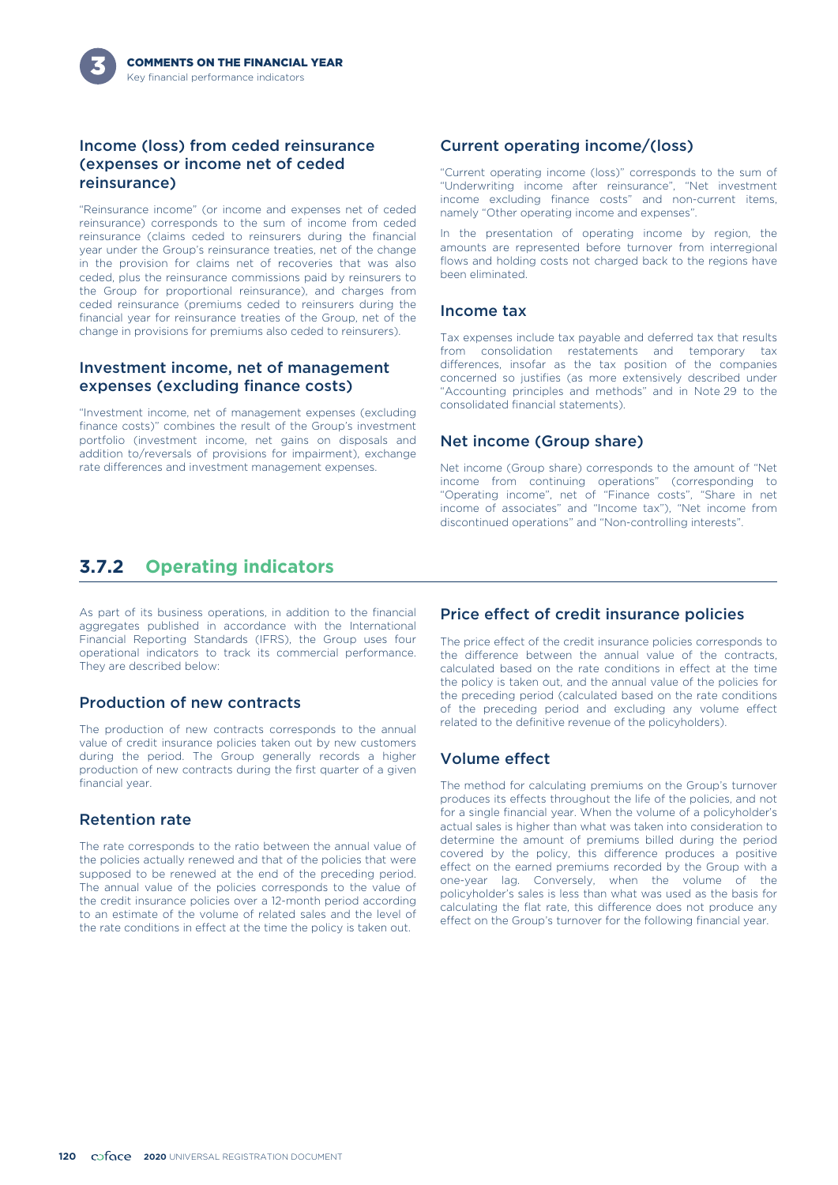### Income (loss) from ceded reinsurance (expenses or income net of ceded reinsurance)

"Reinsurance income" (or income and expenses net of ceded reinsurance) corresponds to the sum of income from ceded reinsurance (claims ceded to reinsurers during the financial year under the Group's reinsurance treaties, net of the change in the provision for claims net of recoveries that was also ceded, plus the reinsurance commissions paid by reinsurers to the Group for proportional reinsurance), and charges from ceded reinsurance (premiums ceded to reinsurers during the financial year for reinsurance treaties of the Group, net of the change in provisions for premiums also ceded to reinsurers).

### Investment income, net of management expenses (excluding finance costs)

"Investment income, net of management expenses (excluding finance costs)" combines the result of the Group's investment portfolio (investment income, net gains on disposals and addition to/reversals of provisions for impairment), exchange rate differences and investment management expenses.

### Current operating income/(loss)

"Current operating income (loss)" corresponds to the sum of "Underwriting income after reinsurance", "Net investment income excluding finance costs" and non-current items, namely "Other operating income and expenses".

In the presentation of operating income by region, the amounts are represented before turnover from interregional flows and holding costs not charged back to the regions have been eliminated.

### Income tax

Tax expenses include tax payable and deferred tax that results from consolidation restatements and temporary tax differences, insofar as the tax position of the companies concerned so justifies (as more extensively described under "Accounting principles and methods" and in Note 29 to the consolidated financial statements).

### Net income (Group share)

Net income (Group share) corresponds to the amount of "Net income from continuing operations" (corresponding to "Operating income", net of "Finance costs", "Share in net income of associates" and "Income tax"), "Net income from discontinued operations" and "Non-controlling interests".

## 3.7.2 Operating indicators

As part of its business operations, in addition to the financial aggregates published in accordance with the International Financial Reporting Standards (IFRS), the Group uses four operational indicators to track its commercial performance. They are described below:

### Production of new contracts

The production of new contracts corresponds to the annual value of credit insurance policies taken out by new customers during the period. The Group generally records a higher production of new contracts during the first quarter of a given financial year.

### Retention rate

The rate corresponds to the ratio between the annual value of the policies actually renewed and that of the policies that were supposed to be renewed at the end of the preceding period. The annual value of the policies corresponds to the value of the credit insurance policies over a 12-month period according to an estimate of the volume of related sales and the level of the rate conditions in effect at the time the policy is taken out.

### Price effect of credit insurance policies

The price effect of the credit insurance policies corresponds to the difference between the annual value of the contracts, calculated based on the rate conditions in effect at the time the policy is taken out, and the annual value of the policies for the preceding period (calculated based on the rate conditions of the preceding period and excluding any volume effect related to the definitive revenue of the policyholders).

### Volume effect

The method for calculating premiums on the Group's turnover produces its effects throughout the life of the policies, and not for a single financial year. When the volume of a policyholder's actual sales is higher than what was taken into consideration to determine the amount of premiums billed during the period covered by the policy, this difference produces a positive effect on the earned premiums recorded by the Group with a one-year lag. Conversely, when the volume of the policyholder's sales is less than what was used as the basis for calculating the flat rate, this difference does not produce any effect on the Group's turnover for the following financial year.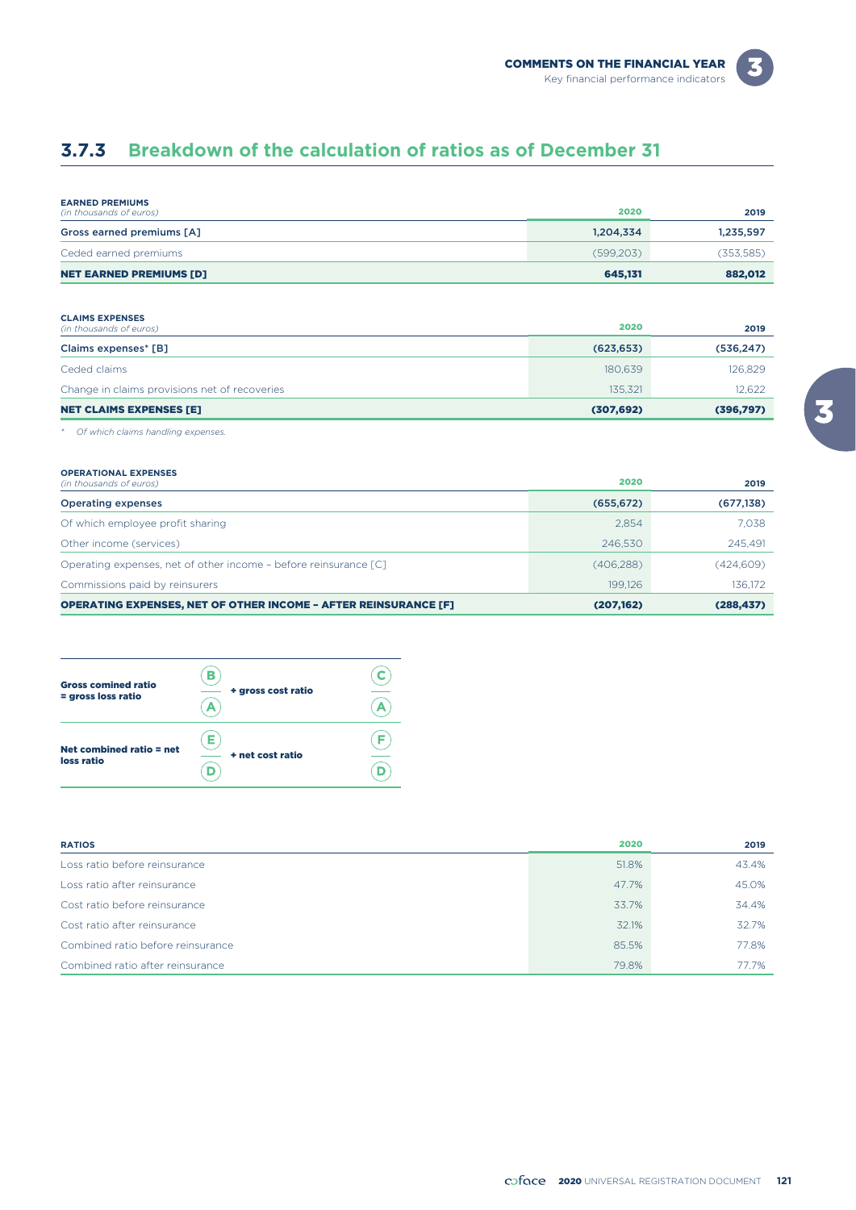### 3.7.3 Breakdown of the calculation of ratios as of December 31

| EARNED PREMIUMS *(in thousands of euros)* | 2020 | 2019 |
|---|---|---|
| **Gross earned premiums [A]** | **1,204,334** | **1,235,597** |
| Ceded earned premiums | (599,203) | (353,585) |
| **NET EARNED PREMIUMS [D]** | **645,131** | **882,012** |

| CLAIMS EXPENSES *(in thousands of euros)* | 2020 | 2019 |
|---|---|---|
| **Claims expenses* [B]** | **(623,653)** | **(536,247)** |
| Ceded claims | 180,639 | 126,829 |
| Change in claims provisions net of recoveries | 135,321 | 12,622 |
| **NET CLAIMS EXPENSES [E]** | **(307,692)** | **(396,797)** |

\* *Of which claims handling expenses.*

| OPERATIONAL EXPENSES *(in thousands of euros)* | 2020 | 2019 |
|---|---|---|
| **Operating expenses** | **(655,672)** | **(677,138)** |
| Of which employee profit sharing | 2,854 | 7,038 |
| Other income (services) | 246,530 | 245,491 |
| Operating expenses, net of other income – before reinsurance [C] | (406,288) | (424,609) |
| Commissions paid by reinsurers | 199,126 | 136,172 |
| **OPERATING EXPENSES, NET OF OTHER INCOME – AFTER REINSURANCE [F]** | **(207,162)** | **(288,437)** |

**Gross comined ratio = gross loss ratio** $\frac{B}{A}$ **+ gross cost ratio** $\frac{C}{A}$

**Net combined ratio = net loss ratio** $\frac{E}{D}$ **+ net cost ratio** $\frac{F}{D}$

| RATIOS | 2020 | 2019 |
|---|---|---|
| Loss ratio before reinsurance | 51.8% | 43.4% |
| Loss ratio after reinsurance | 47.7% | 45.0% |
| Cost ratio before reinsurance | 33.7% | 34.4% |
| Cost ratio after reinsurance | 32.1% | 32.7% |
| Combined ratio before reinsurance | 85.5% | 77.8% |
| Combined ratio after reinsurance | 79.8% | 77.7% |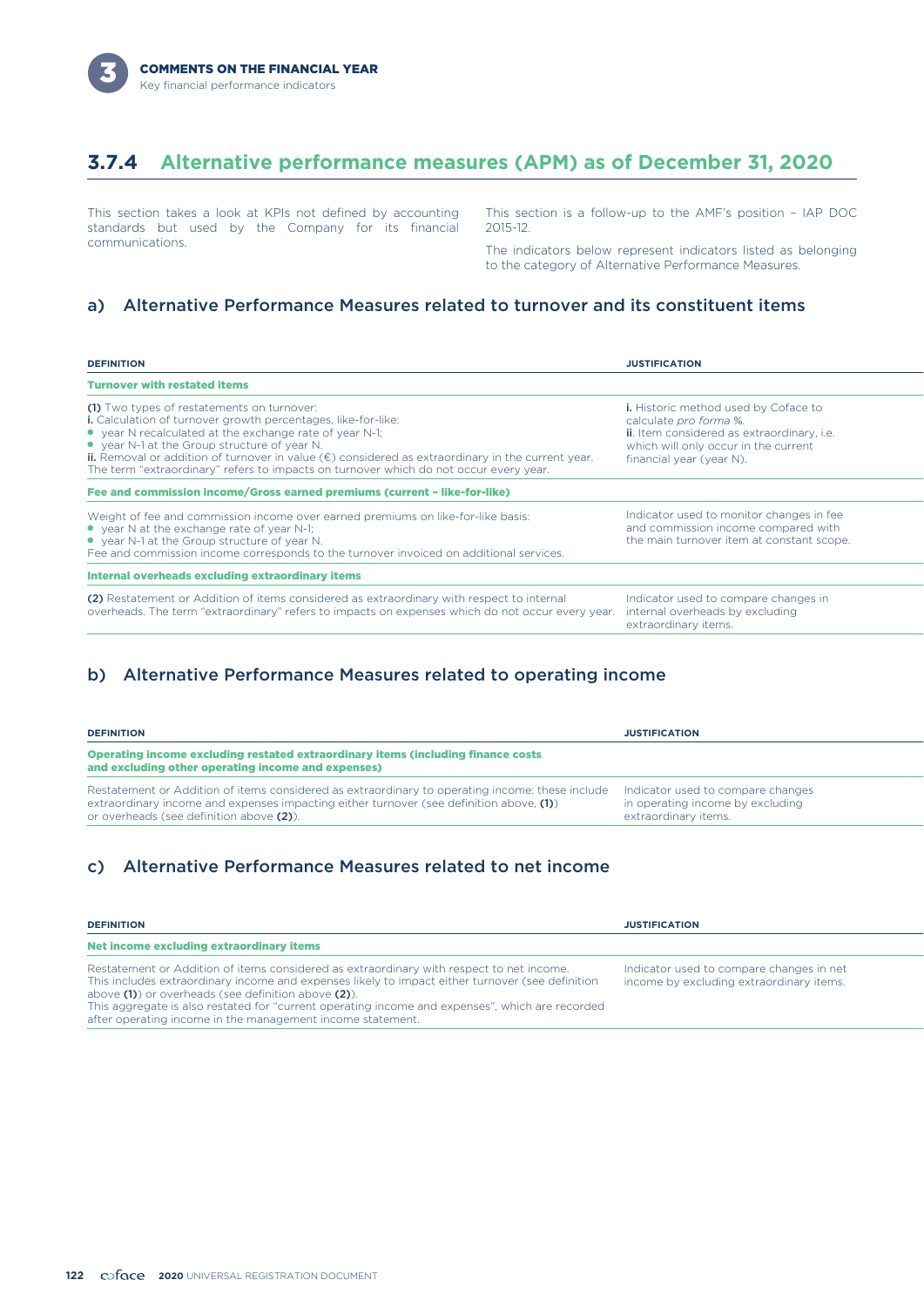## 3.7.4 Alternative performance measures (APM) as of December 31, 2020

This section takes a look at KPIs not defined by accounting standards but used by the Company for its financial communications.

This section is a follow-up to the AMF's position – IAP DOC 2015-12.

The indicators below represent indicators listed as belonging to the category of Alternative Performance Measures.

### a) Alternative Performance Measures related to turnover and its constituent items

| DEFINITION | JUSTIFICATION |
|---|---|
| **Turnover with restated items** | |
| **(1)** Two types of restatements on turnover:<br>**i.** Calculation of turnover growth percentages, like-for-like:<br>• year N recalculated at the exchange rate of year N-1;<br>• year N-1 at the Group structure of year N.<br>**ii.** Removal or addition of turnover in value (€) considered as extraordinary in the current year. The term "extraordinary" refers to impacts on turnover which do not occur every year. | **i.** Historic method used by Coface to calculate *pro forma* %.<br>**ii**. Item considered as extraordinary, i.e. which will only occur in the current financial year (year N). |
| **Fee and commission income/Gross earned premiums (current – like-for-like)** | |
| Weight of fee and commission income over earned premiums on like-for-like basis:<br>• year N at the exchange rate of year N-1;<br>• year N-1 at the Group structure of year N.<br>Fee and commission income corresponds to the turnover invoiced on additional services. | Indicator used to monitor changes in fee and commission income compared with the main turnover item at constant scope. |
| **Internal overheads excluding extraordinary items** | |
| **(2)** Restatement or Addition of items considered as extraordinary with respect to internal overheads. The term "extraordinary" refers to impacts on expenses which do not occur every year. | Indicator used to compare changes in internal overheads by excluding extraordinary items. |

### b) Alternative Performance Measures related to operating income

| DEFINITION | JUSTIFICATION |
|---|---|
| **Operating income excluding restated extraordinary items (including finance costs and excluding other operating income and expenses)** | |
| Restatement or Addition of items considered as extraordinary to operating income: these include extraordinary income and expenses impacting either turnover (see definition above, **(1)**) or overheads (see definition above **(2)**). | Indicator used to compare changes in operating income by excluding extraordinary items. |

### c) Alternative Performance Measures related to net income

| DEFINITION | JUSTIFICATION |
|---|---|
| **Net income excluding extraordinary items** | |
| Restatement or Addition of items considered as extraordinary with respect to net income. This includes extraordinary income and expenses likely to impact either turnover (see definition above **(1)**) or overheads (see definition above **(2)**).<br>This aggregate is also restated for "current operating income and expenses", which are recorded after operating income in the management income statement. | Indicator used to compare changes in net income by excluding extraordinary items. |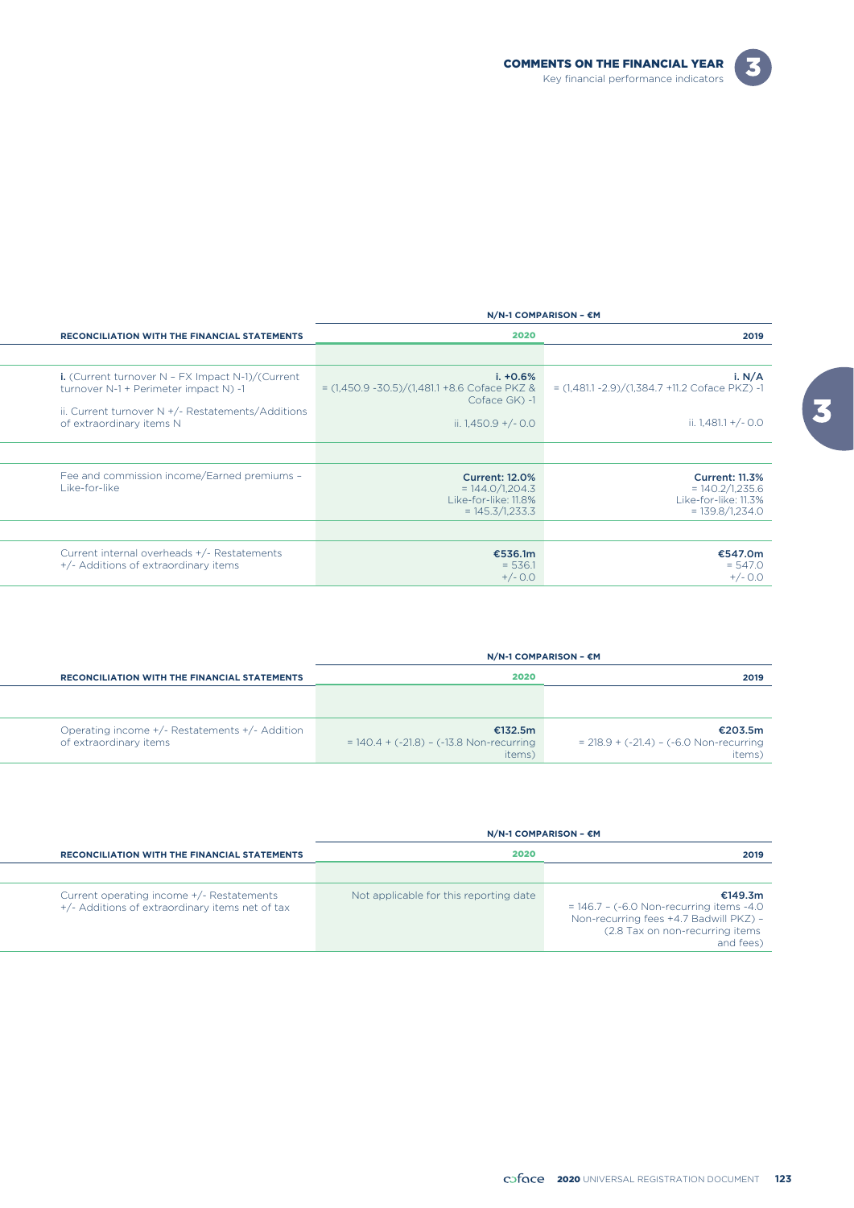| RECONCILIATION WITH THE FINANCIAL STATEMENTS | N/N-1 COMPARISON – €M | |
|---|---|---|
| | **2020** | **2019** |
| **i.** (Current turnover N – FX Impact N-1)/(Current turnover N-1 + Perimeter impact N) -1<br><br>ii. Current turnover N +/- Restatements/Additions of extraordinary items N | **i. +0.6%**<br>= (1,450.9 -30.5)/(1,481.1 +8.6 Coface PKZ & Coface GK) -1<br><br>ii. 1,450.9 +/- 0.0 | **i. N/A**<br>= (1,481.1 -2.9)/(1,384.7 +11.2 Coface PKZ) -1<br><br>ii. 1,481.1 +/- 0.0 |
| Fee and commission income/Earned premiums – Like-for-like | **Current: 12.0%**<br>= 144.0/1,204.3<br>Like-for-like: 11.8%<br>= 145.3/1,233.3 | **Current: 11.3%**<br>= 140.2/1,235.6<br>Like-for-like: 11.3%<br>= 139.8/1,234.0 |
| Current internal overheads +/- Restatements +/- Additions of extraordinary items | **€536.1m**<br>= 536.1<br>+/- 0.0 | **€547.0m**<br>= 547.0<br>+/- 0.0 |

| RECONCILIATION WITH THE FINANCIAL STATEMENTS | N/N-1 COMPARISON – €M | |
|---|---|---|
| | **2020** | **2019** |
| Operating income +/- Restatements +/- Addition of extraordinary items | **€132.5m**<br>= 140.4 + (-21.8) – (-13.8 Non-recurring items) | **€203.5m**<br>= 218.9 + (-21.4) – (-6.0 Non-recurring items) |

| RECONCILIATION WITH THE FINANCIAL STATEMENTS | N/N-1 COMPARISON – €M | |
|---|---|---|
| | **2020** | **2019** |
| Current operating income +/- Restatements +/- Additions of extraordinary items net of tax | Not applicable for this reporting date | **€149.3m**<br>= 146.7 – (-6.0 Non-recurring items -4.0 Non-recurring fees +4.7 Badwill PKZ) – (2.8 Tax on non-recurring items and fees) |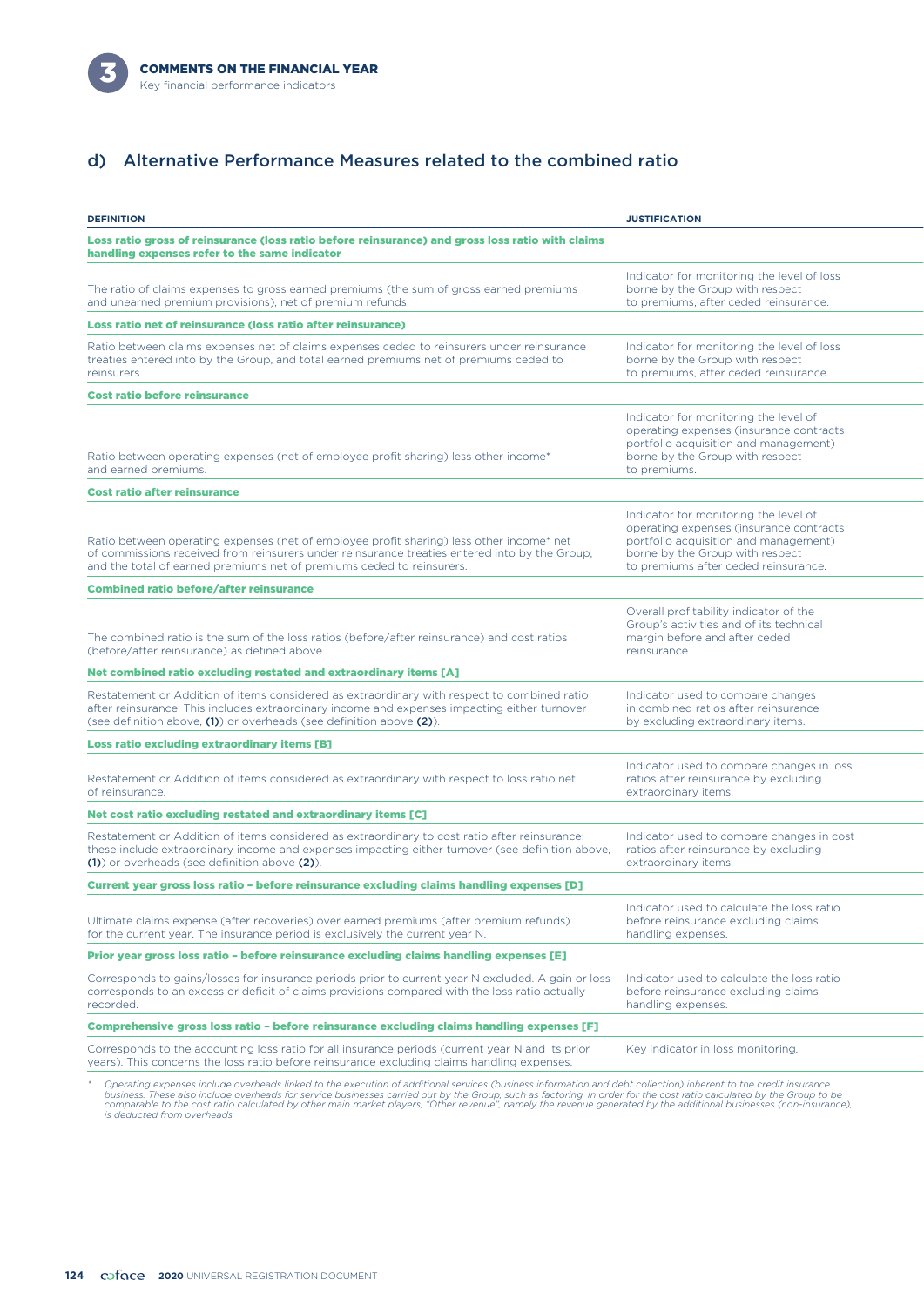## d) Alternative Performance Measures related to the combined ratio

| DEFINITION | JUSTIFICATION |
|---|---|
| **Loss ratio gross of reinsurance (loss ratio before reinsurance) and gross loss ratio with claims handling expenses refer to the same indicator** | |
| The ratio of claims expenses to gross earned premiums (the sum of gross earned premiums and unearned premium provisions), net of premium refunds. | Indicator for monitoring the level of loss borne by the Group with respect to premiums, after ceded reinsurance. |
| **Loss ratio net of reinsurance (loss ratio after reinsurance)** | |
| Ratio between claims expenses net of claims expenses ceded to reinsurers under reinsurance treaties entered into by the Group, and total earned premiums net of premiums ceded to reinsurers. | Indicator for monitoring the level of loss borne by the Group with respect to premiums, after ceded reinsurance. |
| **Cost ratio before reinsurance** | |
| Ratio between operating expenses (net of employee profit sharing) less other income* and earned premiums. | Indicator for monitoring the level of operating expenses (insurance contracts portfolio acquisition and management) borne by the Group with respect to premiums. |
| **Cost ratio after reinsurance** | |
| Ratio between operating expenses (net of employee profit sharing) less other income* net of commissions received from reinsurers under reinsurance treaties entered into by the Group, and the total of earned premiums net of premiums ceded to reinsurers. | Indicator for monitoring the level of operating expenses (insurance contracts portfolio acquisition and management) borne by the Group with respect to premiums after ceded reinsurance. |
| **Combined ratio before/after reinsurance** | |
| The combined ratio is the sum of the loss ratios (before/after reinsurance) and cost ratios (before/after reinsurance) as defined above. | Overall profitability indicator of the Group's activities and of its technical margin before and after ceded reinsurance. |
| **Net combined ratio excluding restated and extraordinary items [A]** | |
| Restatement or Addition of items considered as extraordinary with respect to combined ratio after reinsurance. This includes extraordinary income and expenses impacting either turnover (see definition above, **(1)**) or overheads (see definition above **(2)**). | Indicator used to compare changes in combined ratios after reinsurance by excluding extraordinary items. |
| **Loss ratio excluding extraordinary items [B]** | |
| Restatement or Addition of items considered as extraordinary with respect to loss ratio net of reinsurance. | Indicator used to compare changes in loss ratios after reinsurance by excluding extraordinary items. |
| **Net cost ratio excluding restated and extraordinary items [C]** | |
| Restatement or Addition of items considered as extraordinary with respect to cost ratio after reinsurance: these include extraordinary income and expenses impacting either turnover (see definition above, **(1)**) or overheads (see definition above **(2)**). | Indicator used to compare changes in cost ratios after reinsurance by excluding extraordinary items. |
| **Current year gross loss ratio – before reinsurance excluding claims handling expenses [D]** | |
| Ultimate claims expense (after recoveries) over earned premiums (after premium refunds) for the current year. The insurance period is exclusively the current year N. | Indicator used to calculate the loss ratio before reinsurance excluding claims handling expenses. |
| **Prior year gross loss ratio – before reinsurance excluding claims handling expenses [E]** | |
| Corresponds to gains/losses for insurance periods prior to current year N excluded. A gain or loss corresponds to an excess or deficit of claims provisions compared with the loss ratio actually recorded. | Indicator used to calculate the loss ratio before reinsurance excluding claims handling expenses. |
| **Comprehensive gross loss ratio – before reinsurance excluding claims handling expenses [F]** | |
| Corresponds to the accounting loss ratio for all insurance periods (current year N and its prior years). This concerns the loss ratio before reinsurance excluding claims handling expenses. | Key indicator in loss monitoring. |

\* *Operating expenses include overheads linked to the execution of additional services (business information and debt collection) inherent to the credit insurance business. These also include overheads for service businesses carried out by the Group, such as factoring. In order for the cost ratio calculated by the Group to be comparable to the cost ratio calculated by other main market players, "Other revenue", namely the revenue generated by the additional businesses (non-insurance), is deducted from overheads.*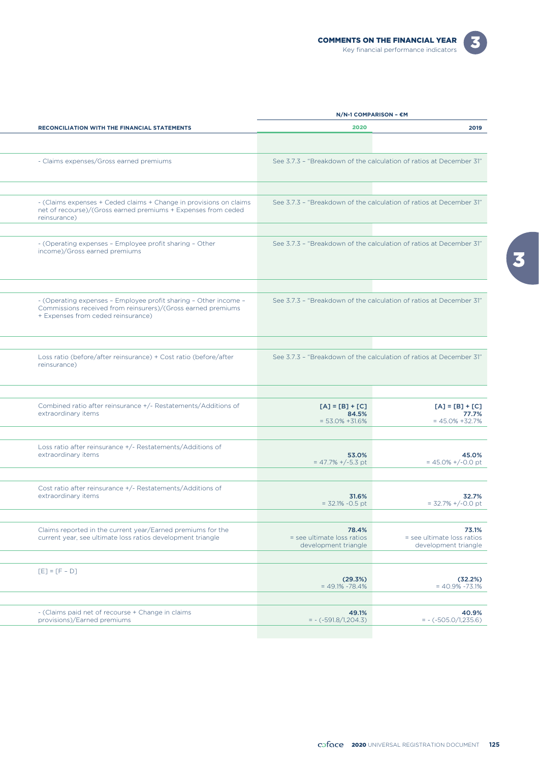| RECONCILIATION WITH THE FINANCIAL STATEMENTS | N/N-1 COMPARISON – €M | |
|---|---|---|
| | 2020 | 2019 |
| - Claims expenses/Gross earned premiums | See 3.7.3 – "Breakdown of the calculation of ratios at December 31" | |
| - (Claims expenses + Ceded claims + Change in provisions on claims net of recourse)/(Gross earned premiums + Expenses from ceded reinsurance) | See 3.7.3 – "Breakdown of the calculation of ratios at December 31" | |
| - (Operating expenses – Employee profit sharing – Other income)/Gross earned premiums | See 3.7.3 – "Breakdown of the calculation of ratios at December 31" | |
| - (Operating expenses – Employee profit sharing – Other income – Commissions received from reinsurers)/(Gross earned premiums + Expenses from ceded reinsurance) | See 3.7.3 – "Breakdown of the calculation of ratios at December 31" | |
| Loss ratio (before/after reinsurance) + Cost ratio (before/after reinsurance) | See 3.7.3 – "Breakdown of the calculation of ratios at December 31" | |
| Combined ratio after reinsurance +/- Restatements/Additions of extraordinary items | [A] = [B] + [C] **84.5%** = 53.0% +31.6% | [A] = [B] + [C] **77.7%** = 45.0% +32.7% |
| Loss ratio after reinsurance +/- Restatements/Additions of extraordinary items | **53.0%** = 47.7% +/-5.3 pt | **45.0%** = 45.0% +/-0.0 pt |
| Cost ratio after reinsurance +/- Restatements/Additions of extraordinary items | **31.6%** = 32.1% -0.5 pt | **32.7%** = 32.7% +/-0.0 pt |
| Claims reported in the current year/Earned premiums for the current year, see ultimate loss ratios development triangle | **78.4%** = see ultimate loss ratios development triangle | **73.1%** = see ultimate loss ratios development triangle |
| [E] = [F – D] | **(29.3%)** = 49.1% -78.4% | **(32.2%)** = 40.9% -73.1% |
| - (Claims paid net of recourse + Change in claims provisions)/Earned premiums | **49.1%** = - (-591.8/1,204.3) | **40.9%** = - (-505.0/1,235.6) |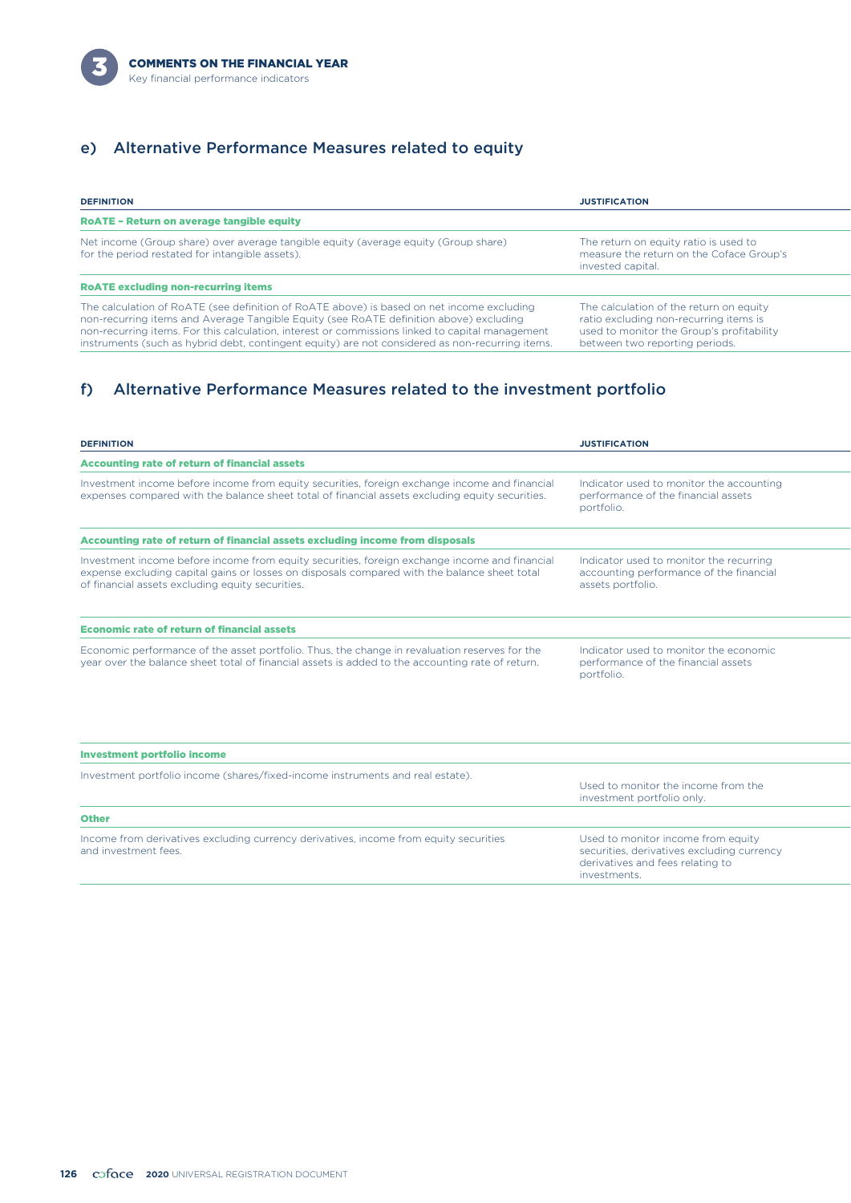## e) Alternative Performance Measures related to equity

| DEFINITION | JUSTIFICATION |
|---|---|
| **RoATE – Return on average tangible equity** | |
| Net income (Group share) over average tangible equity (average equity (Group share) for the period restated for intangible assets). | The return on equity ratio is used to measure the return on the Coface Group's invested capital. |
| **RoATE excluding non-recurring items** | |
| The calculation of RoATE (see definition of RoATE above) is based on net income excluding non-recurring items and Average Tangible Equity (see RoATE definition above) excluding non-recurring items. For this calculation, interest or commissions linked to capital management instruments (such as hybrid debt, contingent equity) are not considered as non-recurring items. | The calculation of the return on equity ratio excluding non-recurring items is used to monitor the Group's profitability between two reporting periods. |

## f) Alternative Performance Measures related to the investment portfolio

| DEFINITION | JUSTIFICATION |
|---|---|
| **Accounting rate of return of financial assets** | |
| Investment income before income from equity securities, foreign exchange income and financial expenses compared with the balance sheet total of financial assets excluding equity securities. | Indicator used to monitor the accounting performance of the financial assets portfolio. |
| **Accounting rate of return of financial assets excluding income from disposals** | |
| Investment income before income from equity securities, foreign exchange income and financial expense excluding capital gains or losses on disposals compared with the balance sheet total of financial assets excluding equity securities. | Indicator used to monitor the recurring accounting performance of the financial assets portfolio. |
| **Economic rate of return of financial assets** | |
| Economic performance of the asset portfolio. Thus, the change in revaluation reserves for the year over the balance sheet total of financial assets is added to the accounting rate of return. | Indicator used to monitor the economic performance of the financial assets portfolio. |
| **Investment portfolio income** | |
| Investment portfolio income (shares/fixed-income instruments and real estate). | Used to monitor the income from the investment portfolio only. |
| **Other** | |
| Income from derivatives excluding currency derivatives, income from equity securities and investment fees. | Used to monitor income from equity securities, derivatives excluding currency derivatives and fees relating to investments. |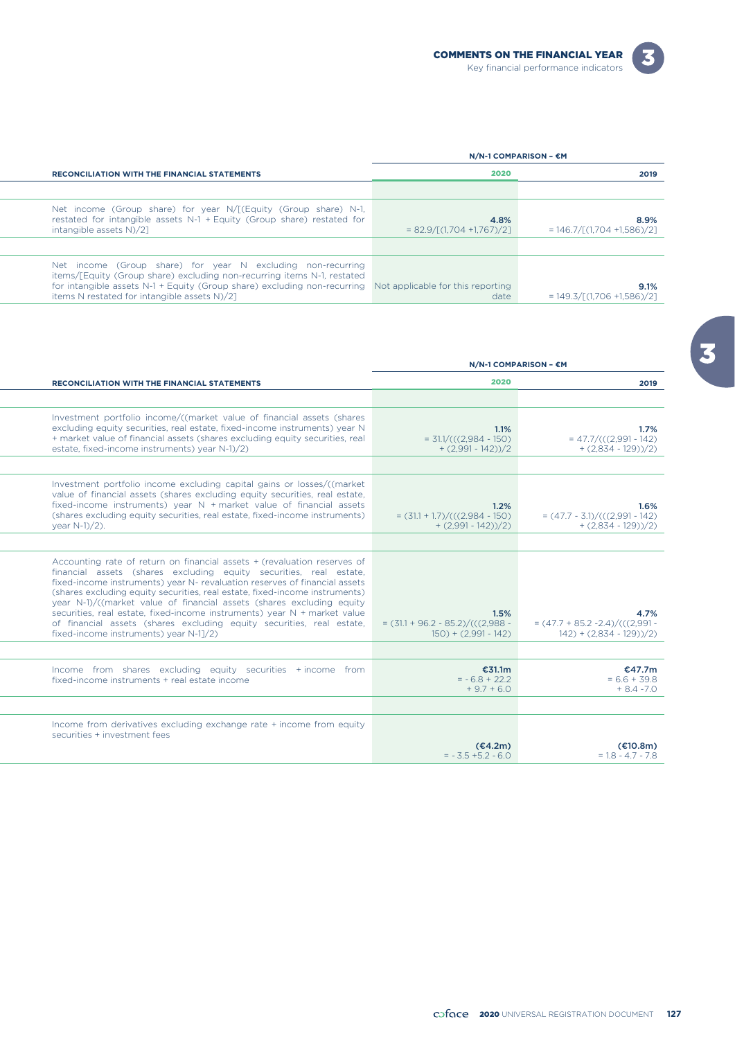| RECONCILIATION WITH THE FINANCIAL STATEMENTS | N/N-1 COMPARISON – €M | |
|---|---|---|
| | 2020 | 2019 |
| Net income (Group share) for year N/[(Equity (Group share) N-1, restated for intangible assets N-1 + Equity (Group share) restated for intangible assets N)/2] | **4.8%** = 82.9/[(1,704 +1,767)/2] | **8.9%** = 146.7/[(1,704 +1,586)/2] |
| Net income (Group share) for year N excluding non-recurring items/[Equity (Group share) excluding non-recurring items N-1, restated for intangible assets N-1 + Equity (Group share) excluding non-recurring items N restated for intangible assets N)/2] | Not applicable for this reporting date | **9.1%** = 149.3/[(1,706 +1,586)/2] |

| RECONCILIATION WITH THE FINANCIAL STATEMENTS | N/N-1 COMPARISON – €M | |
|---|---|---|
| | 2020 | 2019 |
| Investment portfolio income/((market value of financial assets (shares excluding equity securities, real estate, fixed-income instruments) year N + market value of financial assets (shares excluding equity securities, real estate, fixed-income instruments) year N-1)/2) | **1.1%** = 31.1/(((2,984 - 150) + (2,991 - 142))/2 | **1.7%** = 47.7/(((2,991 - 142) + (2,834 - 129))/2) |
| Investment portfolio income excluding capital gains or losses/((market value of financial assets (shares excluding equity securities, real estate, fixed-income instruments) year N + market value of financial assets (shares excluding equity securities, real estate, fixed-income instruments) year N-1)/2). | **1.2%** = (31.1 + 1.7)/(((2.984 - 150) + (2,991 - 142))/2) | **1.6%** = (47.7 - 3.1)/(((2,991 - 142) + (2,834 - 129))/2) |
| Accounting rate of return on financial assets + (revaluation reserves of financial assets (shares excluding equity securities, real estate, fixed-income instruments) year N- revaluation reserves of financial assets (shares excluding equity securities, real estate, fixed-income instruments) year N-1)/((market value of financial assets (shares excluding equity securities, real estate, fixed-income instruments) year N + market value of financial assets (shares excluding equity securities, real estate, fixed-income instruments) year N-1]/2) | **1.5%** = (31.1 + 96.2 - 85.2)/(((2,988 - 150) + (2,991 - 142) | **4.7%** = (47.7 + 85.2 -2.4)/(((2,991 - 142) + (2,834 - 129))/2) |
| Income from shares excluding equity securities + income from fixed-income instruments + real estate income | **€31.1m** = - 6.8 + 22.2 + 9.7 + 6.0 | **€47.7m** = 6.6 + 39.8 + 8.4 -7.0 |
| Income from derivatives excluding exchange rate + income from equity securities + investment fees | **(€4.2m)** = - 3.5 +5.2 - 6.0 | **(€10.8m)** = 1.8 - 4.7 - 7.8 |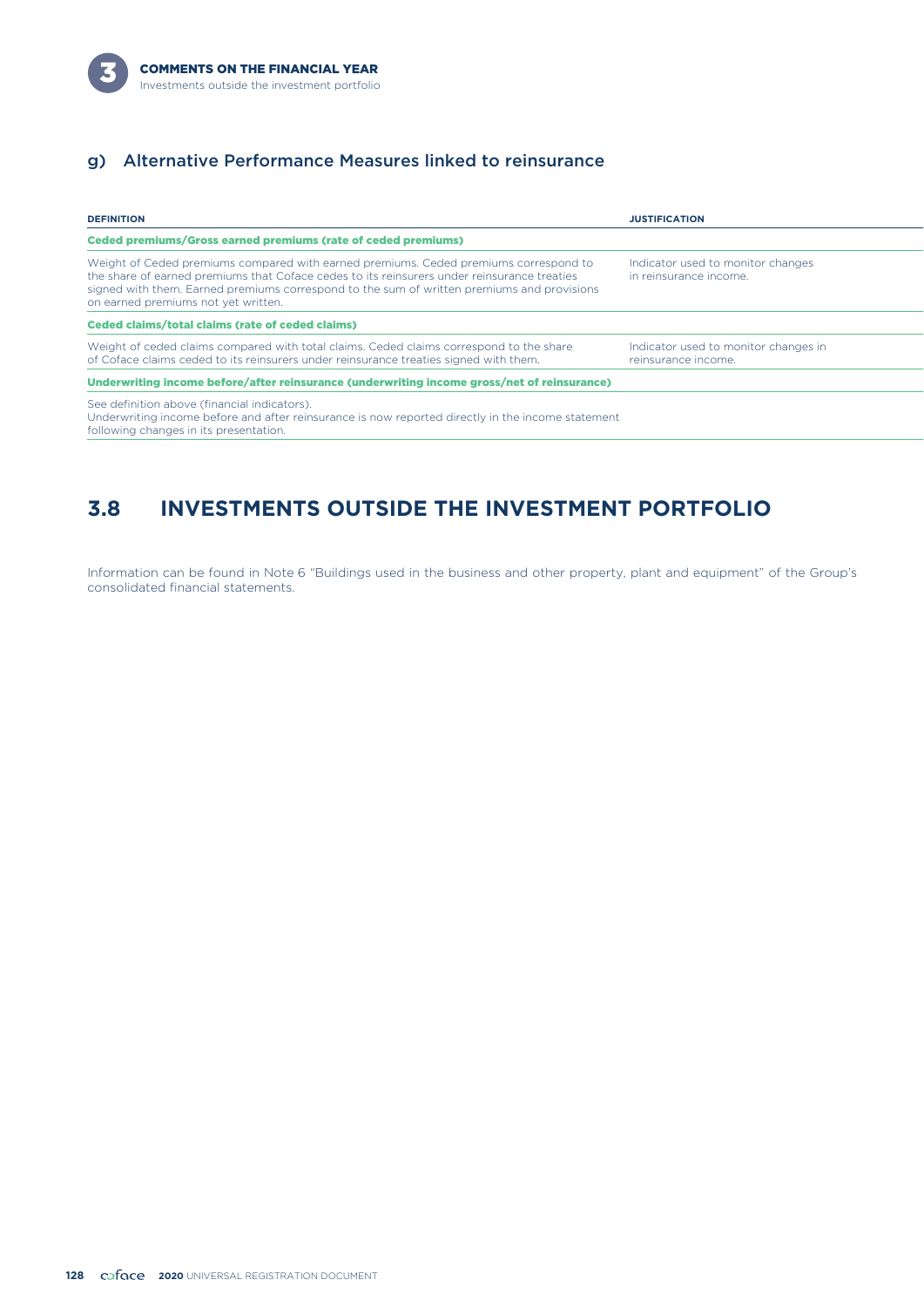### g) Alternative Performance Measures linked to reinsurance

| DEFINITION | JUSTIFICATION |
| --- | --- |
| **Ceded premiums/Gross earned premiums (rate of ceded premiums)** | |
| Weight of Ceded premiums compared with earned premiums. Ceded premiums correspond to the share of earned premiums that Coface cedes to its reinsurers under reinsurance treaties signed with them. Earned premiums correspond to the sum of written premiums and provisions on earned premiums not yet written. | Indicator used to monitor changes in reinsurance income. |
| **Ceded claims/total claims (rate of ceded claims)** | |
| Weight of ceded claims compared with total claims. Ceded claims correspond to the share of Coface claims ceded to its reinsurers under reinsurance treaties signed with them. | Indicator used to monitor changes in reinsurance income. |
| **Underwriting income before/after reinsurance (underwriting income gross/net of reinsurance)** | |
| See definition above (financial indicators). Underwriting income before and after reinsurance is now reported directly in the income statement following changes in its presentation. | |

## 3.8 INVESTMENTS OUTSIDE THE INVESTMENT PORTFOLIO

Information can be found in Note 6 "Buildings used in the business and other property, plant and equipment" of the Group's consolidated financial statements.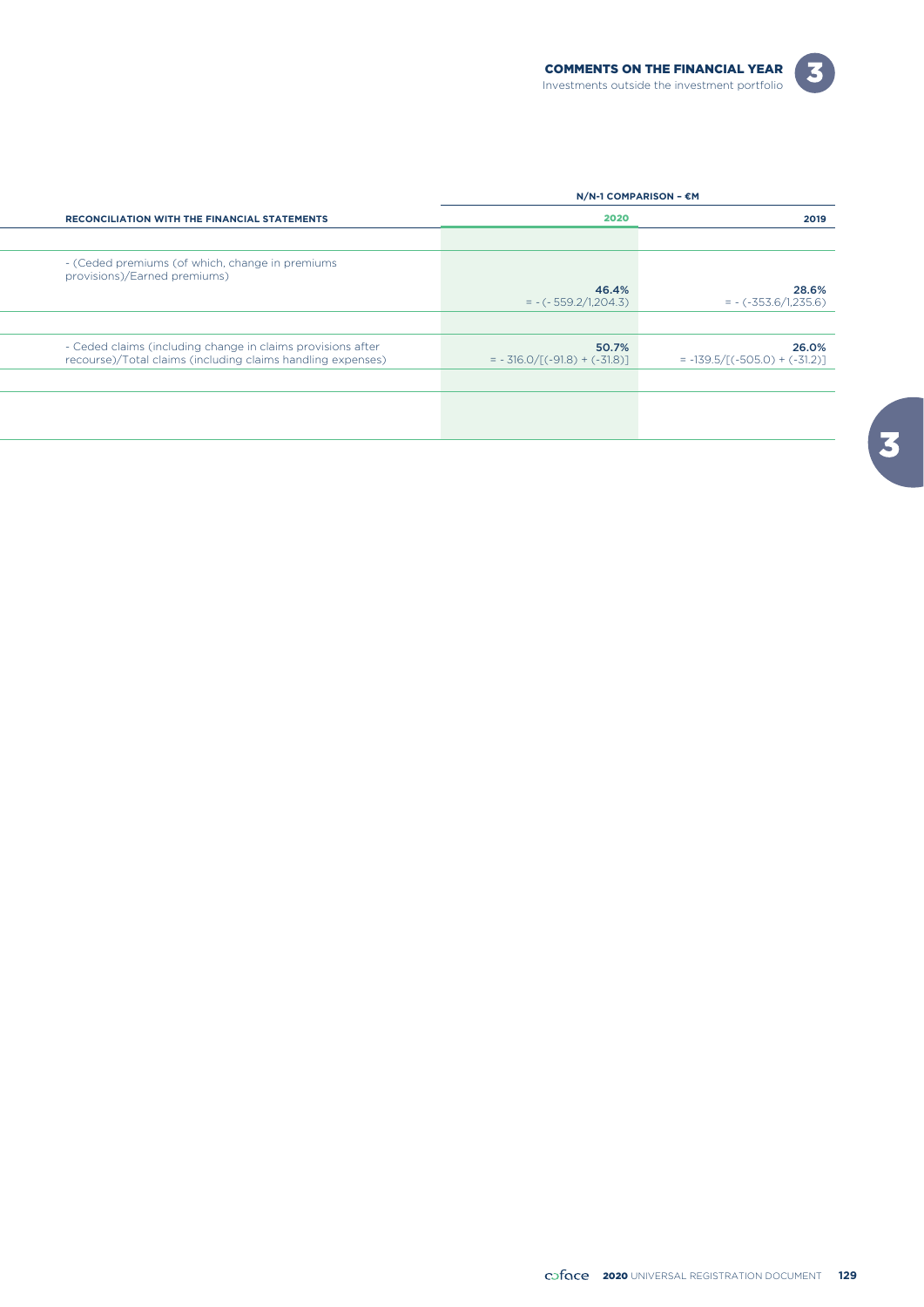| RECONCILIATION WITH THE FINANCIAL STATEMENTS | N/N-1 COMPARISON – €M | |
|---|---|---|
| | 2020 | 2019 |
| | | |
| - (Ceded premiums (of which, change in premiums provisions)/Earned premiums) | 46.4%<br>= - (- 559.2/1,204.3) | 28.6%<br>= - (-353.6/1,235.6) |
| | | |
| - Ceded claims (including change in claims provisions after recourse)/Total claims (including claims handling expenses) | 50.7%<br>= - 316.0/[(-91.8) + (-31.8)] | 26.0%<br>= -139.5/[(-505.0) + (-31.2)] |
| | | |
| | | |